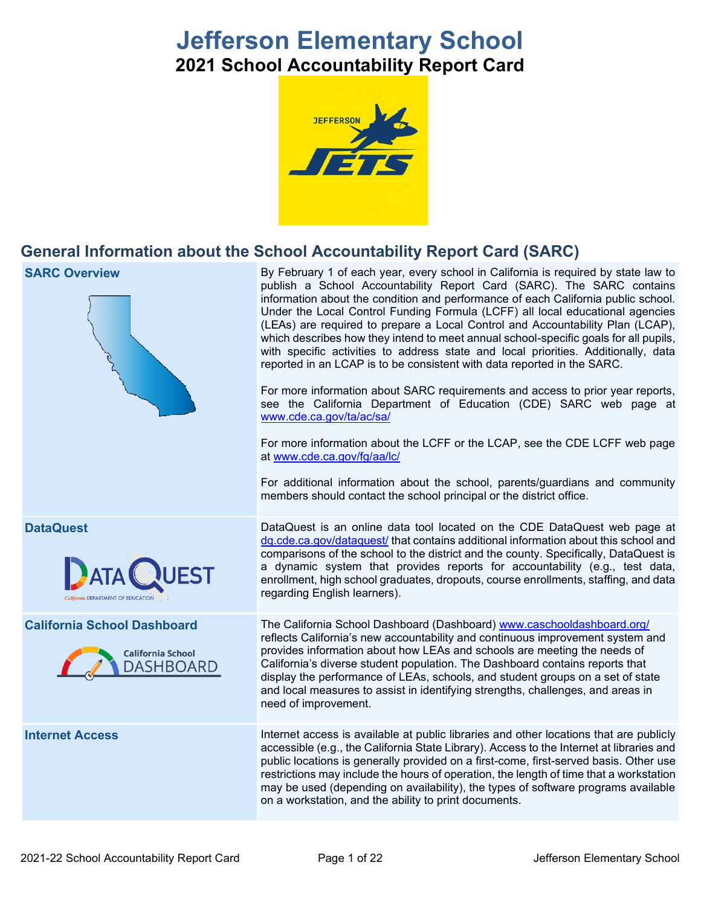# Jefferson Elementary School

## 2021 School Accountability Report Card

## General Information about the School Accountability Report Card (SARC)

| | |
|---|---|
| **SARC Overview** | By February 1 of each year, every school in California is required by state law to publish a School Accountability Report Card (SARC). The SARC contains information about the condition and performance of each California public school. Under the Local Control Funding Formula (LCFF) all local educational agencies (LEAs) are required to prepare a Local Control and Accountability Plan (LCAP), which describes how they intend to meet annual school-specific goals for all pupils, with specific activities to address state and local priorities. Additionally, data reported in an LCAP is to be consistent with data reported in the SARC.<br><br>For more information about SARC requirements and access to prior year reports, see the California Department of Education (CDE) SARC web page at www.cde.ca.gov/ta/ac/sa/<br><br>For more information about the LCFF or the LCAP, see the CDE LCFF web page at www.cde.ca.gov/fg/aa/lc/<br><br>For additional information about the school, parents/guardians and community members should contact the school principal or the district office. |
| **DataQuest** | DataQuest is an online data tool located on the CDE DataQuest web page at dq.cde.ca.gov/dataquest/ that contains additional information about this school and comparisons of the school to the district and the county. Specifically, DataQuest is a dynamic system that provides reports for accountability (e.g., test data, enrollment, high school graduates, dropouts, course enrollments, staffing, and data regarding English learners). |
| **California School Dashboard** | The California School Dashboard (Dashboard) www.caschooldashboard.org/ reflects California's new accountability and continuous improvement system and provides information about how LEAs and schools are meeting the needs of California's diverse student population. The Dashboard contains reports that display the performance of LEAs, schools, and student groups on a set of state and local measures to assist in identifying strengths, challenges, and areas in need of improvement. |
| **Internet Access** | Internet access is available at public libraries and other locations that are publicly accessible (e.g., the California State Library). Access to the Internet at libraries and public locations is generally provided on a first-come, first-served basis. Other use restrictions may include the hours of operation, the length of time that a workstation may be used (depending on availability), the types of software programs available on a workstation, and the ability to print documents. |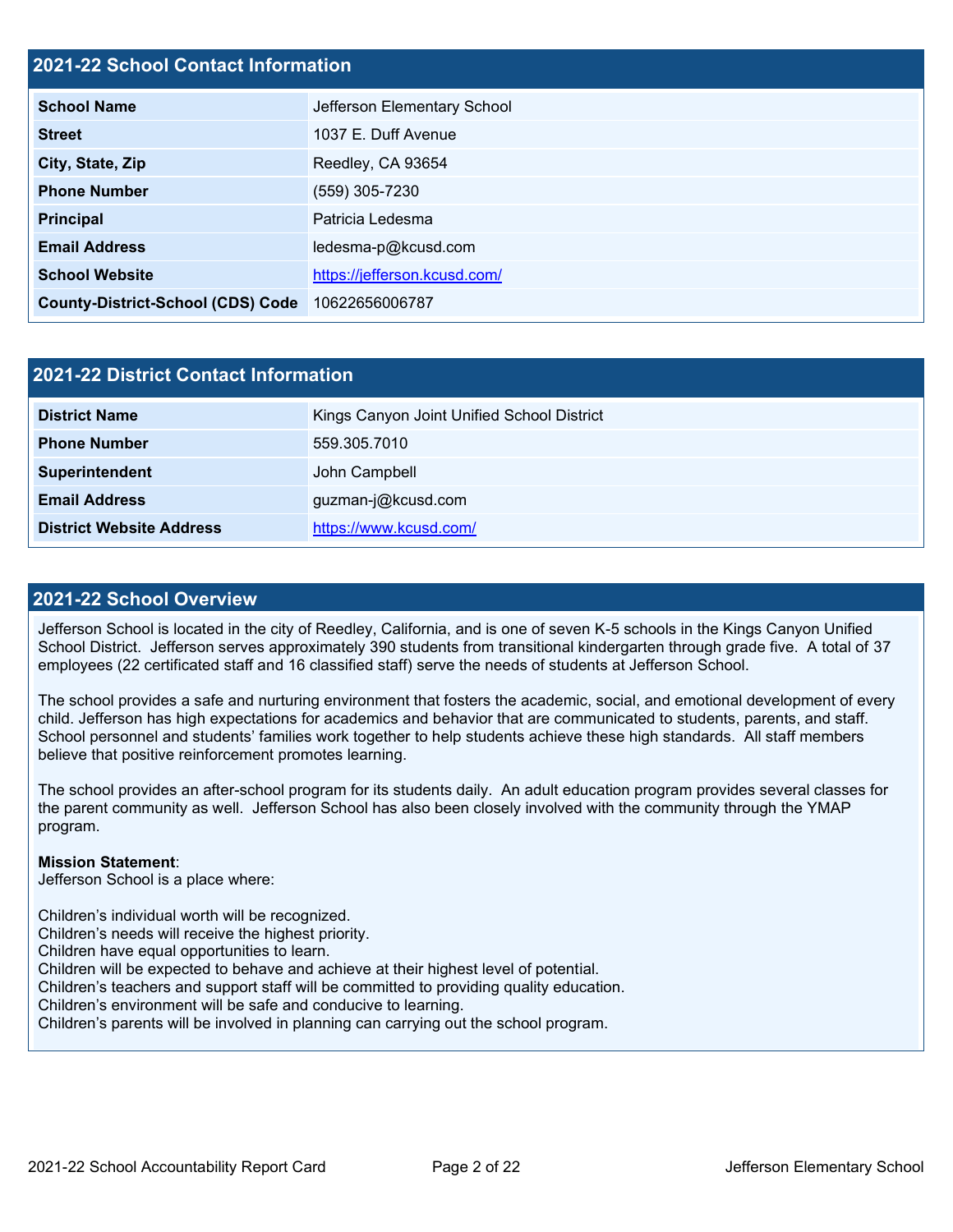## 2021-22 School Contact Information

| 2021-22 School Contact Information | |
|---|---|
| **School Name** | Jefferson Elementary School |
| **Street** | 1037 E. Duff Avenue |
| **City, State, Zip** | Reedley, CA 93654 |
| **Phone Number** | (559) 305-7230 |
| **Principal** | Patricia Ledesma |
| **Email Address** | ledesma-p@kcusd.com |
| **School Website** | https://jefferson.kcusd.com/ |
| **County-District-School (CDS) Code** | 10622656006787 |

## 2021-22 District Contact Information

| 2021-22 District Contact Information | |
|---|---|
| **District Name** | Kings Canyon Joint Unified School District |
| **Phone Number** | 559.305.7010 |
| **Superintendent** | John Campbell |
| **Email Address** | guzman-j@kcusd.com |
| **District Website Address** | https://www.kcusd.com/ |

## 2021-22 School Overview

Jefferson School is located in the city of Reedley, California, and is one of seven K-5 schools in the Kings Canyon Unified School District. Jefferson serves approximately 390 students from transitional kindergarten through grade five. A total of 37 employees (22 certificated staff and 16 classified staff) serve the needs of students at Jefferson School.

The school provides a safe and nurturing environment that fosters the academic, social, and emotional development of every child. Jefferson has high expectations for academics and behavior that are communicated to students, parents, and staff. School personnel and students' families work together to help students achieve these high standards. All staff members believe that positive reinforcement promotes learning.

The school provides an after-school program for its students daily. An adult education program provides several classes for the parent community as well. Jefferson School has also been closely involved with the community through the YMAP program.

**Mission Statement**:
Jefferson School is a place where:

Children's individual worth will be recognized.
Children's needs will receive the highest priority.
Children have equal opportunities to learn.
Children will be expected to behave and achieve at their highest level of potential.
Children's teachers and support staff will be committed to providing quality education.
Children's environment will be safe and conducive to learning.
Children's parents will be involved in planning can carrying out the school program.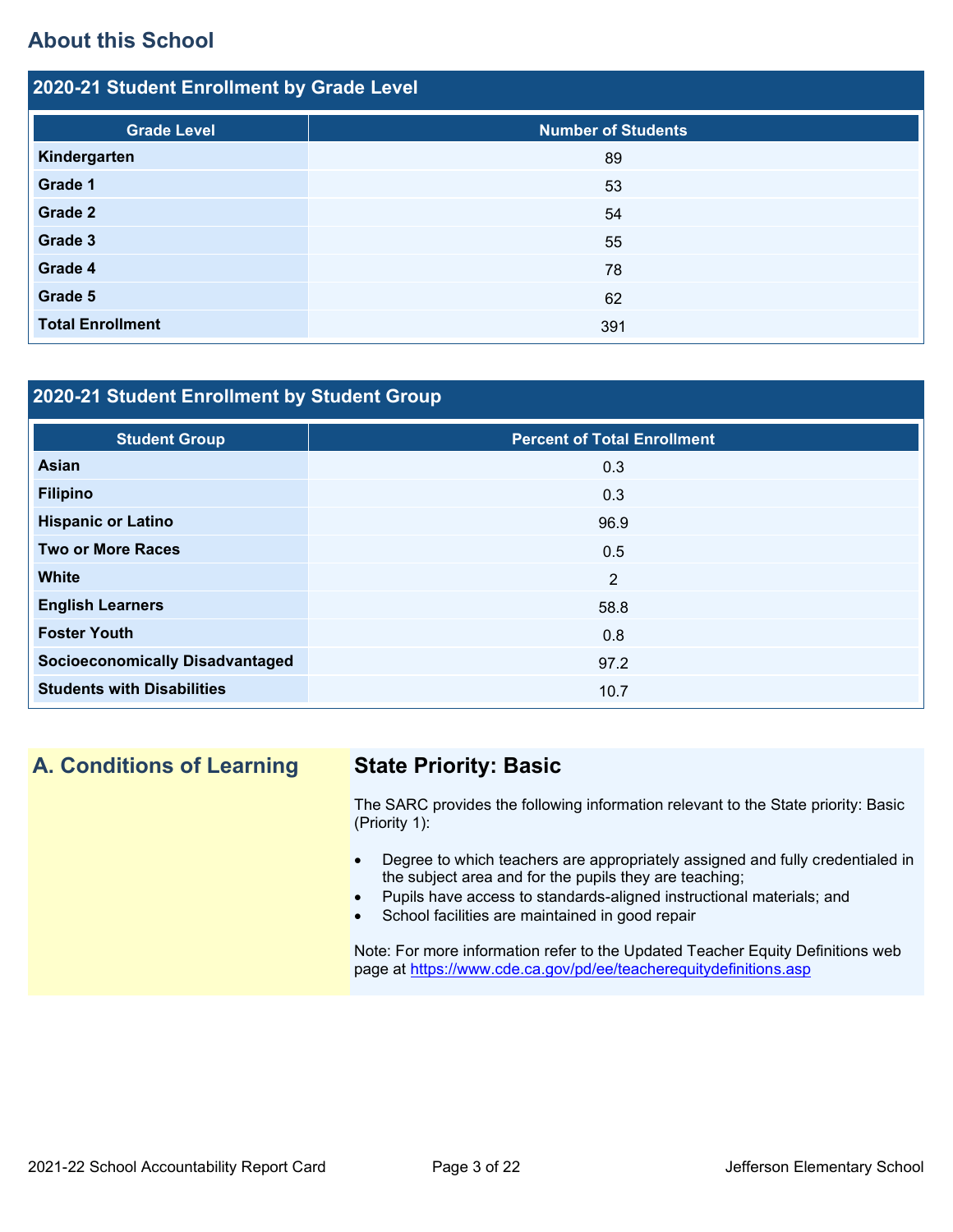## About this School

### 2020-21 Student Enrollment by Grade Level

| Grade Level | Number of Students |
|---|---|
| **Kindergarten** | 89 |
| **Grade 1** | 53 |
| **Grade 2** | 54 |
| **Grade 3** | 55 |
| **Grade 4** | 78 |
| **Grade 5** | 62 |
| **Total Enrollment** | 391 |

### 2020-21 Student Enrollment by Student Group

| Student Group | Percent of Total Enrollment |
|---|---|
| **Asian** | 0.3 |
| **Filipino** | 0.3 |
| **Hispanic or Latino** | 96.9 |
| **Two or More Races** | 0.5 |
| **White** | 2 |
| **English Learners** | 58.8 |
| **Foster Youth** | 0.8 |
| **Socioeconomically Disadvantaged** | 97.2 |
| **Students with Disabilities** | 10.7 |

## A. Conditions of Learning

### State Priority: Basic

The SARC provides the following information relevant to the State priority: Basic (Priority 1):

- Degree to which teachers are appropriately assigned and fully credentialed in the subject area and for the pupils they are teaching;
- Pupils have access to standards-aligned instructional materials; and
- School facilities are maintained in good repair

Note: For more information refer to the Updated Teacher Equity Definitions web page at https://www.cde.ca.gov/pd/ee/teacherequitydefinitions.asp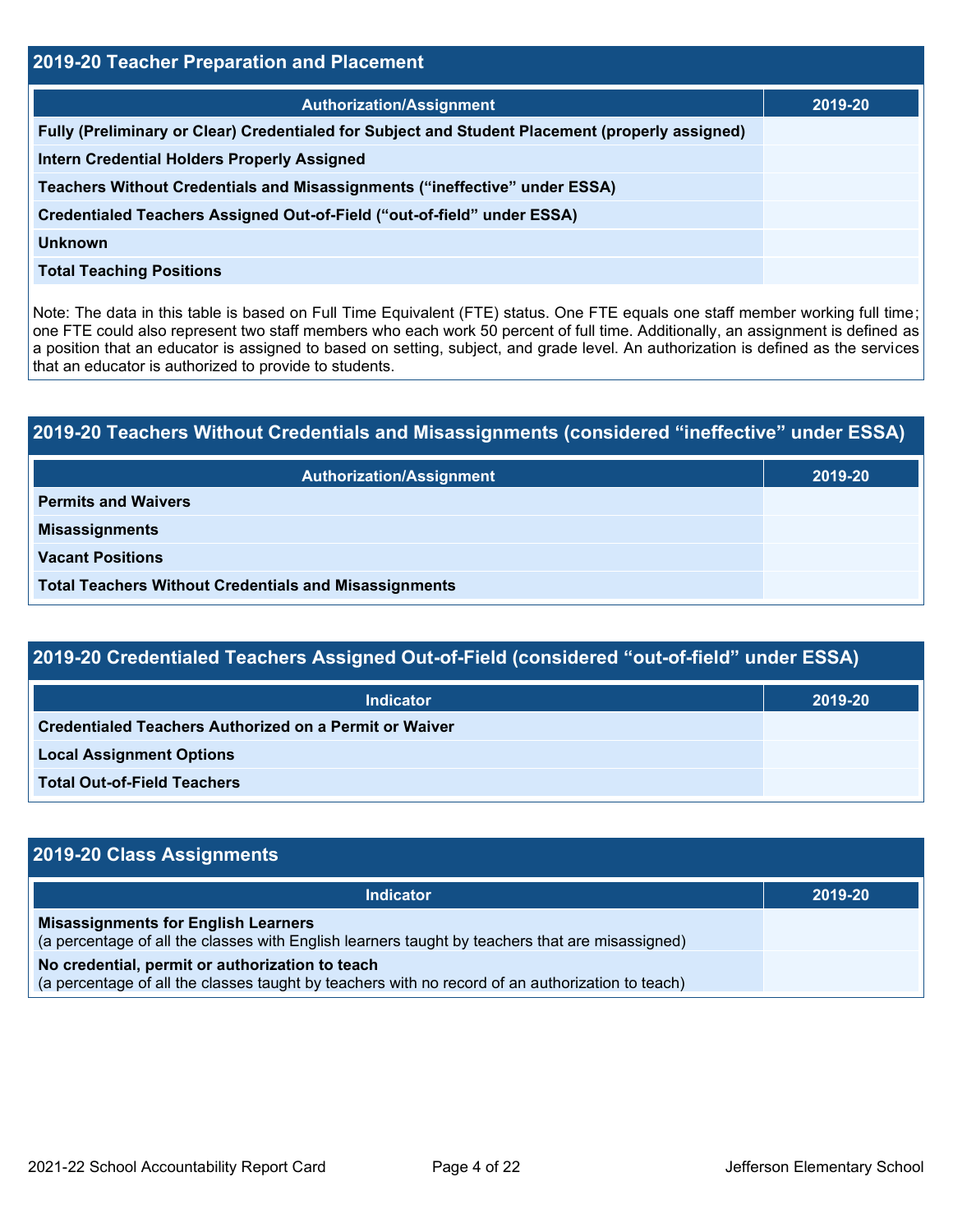## 2019-20 Teacher Preparation and Placement

| Authorization/Assignment | 2019-20 |
| --- | --- |
| **Fully (Preliminary or Clear) Credentialed for Subject and Student Placement (properly assigned)** | |
| **Intern Credential Holders Properly Assigned** | |
| **Teachers Without Credentials and Misassignments ("ineffective" under ESSA)** | |
| **Credentialed Teachers Assigned Out-of-Field ("out-of-field" under ESSA)** | |
| **Unknown** | |
| **Total Teaching Positions** | |

Note: The data in this table is based on Full Time Equivalent (FTE) status. One FTE equals one staff member working full time; one FTE could also represent two staff members who each work 50 percent of full time. Additionally, an assignment is defined as a position that an educator is assigned to based on setting, subject, and grade level. An authorization is defined as the services that an educator is authorized to provide to students.

## 2019-20 Teachers Without Credentials and Misassignments (considered "ineffective" under ESSA)

| Authorization/Assignment | 2019-20 |
| --- | --- |
| **Permits and Waivers** | |
| **Misassignments** | |
| **Vacant Positions** | |
| **Total Teachers Without Credentials and Misassignments** | |

## 2019-20 Credentialed Teachers Assigned Out-of-Field (considered "out-of-field" under ESSA)

| Indicator | 2019-20 |
| --- | --- |
| **Credentialed Teachers Authorized on a Permit or Waiver** | |
| **Local Assignment Options** | |
| **Total Out-of-Field Teachers** | |

## 2019-20 Class Assignments

| Indicator | 2019-20 |
| --- | --- |
| **Misassignments for English Learners** (a percentage of all the classes with English learners taught by teachers that are misassigned) | |
| **No credential, permit or authorization to teach** (a percentage of all the classes taught by teachers with no record of an authorization to teach) | |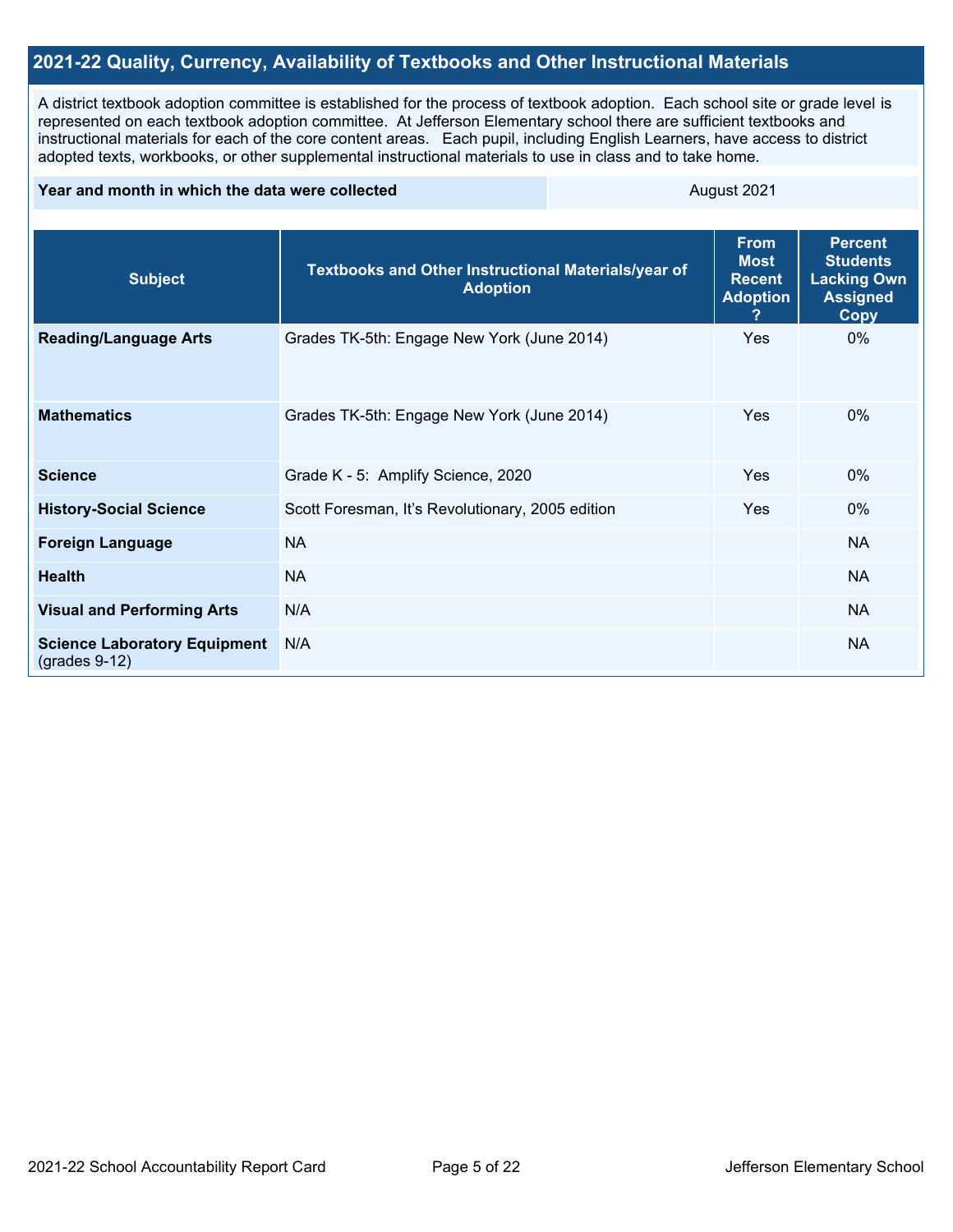## 2021-22 Quality, Currency, Availability of Textbooks and Other Instructional Materials

A district textbook adoption committee is established for the process of textbook adoption. Each school site or grade level is represented on each textbook adoption committee. At Jefferson Elementary school there are sufficient textbooks and instructional materials for each of the core content areas. Each pupil, including English Learners, have access to district adopted texts, workbooks, or other supplemental instructional materials to use in class and to take home.

| Year and month in which the data were collected | August 2021 |
|---|---|

| Subject | Textbooks and Other Instructional Materials/year of Adoption | From Most Recent Adoption ? | Percent Students Lacking Own Assigned Copy |
|---|---|---|---|
| **Reading/Language Arts** | Grades TK-5th: Engage New York (June 2014) | Yes | 0% |
| **Mathematics** | Grades TK-5th: Engage New York (June 2014) | Yes | 0% |
| **Science** | Grade K - 5: Amplify Science, 2020 | Yes | 0% |
| **History-Social Science** | Scott Foresman, It's Revolutionary, 2005 edition | Yes | 0% |
| **Foreign Language** | NA | | NA |
| **Health** | NA | | NA |
| **Visual and Performing Arts** | N/A | | NA |
| **Science Laboratory Equipment** (grades 9-12) | N/A | | NA |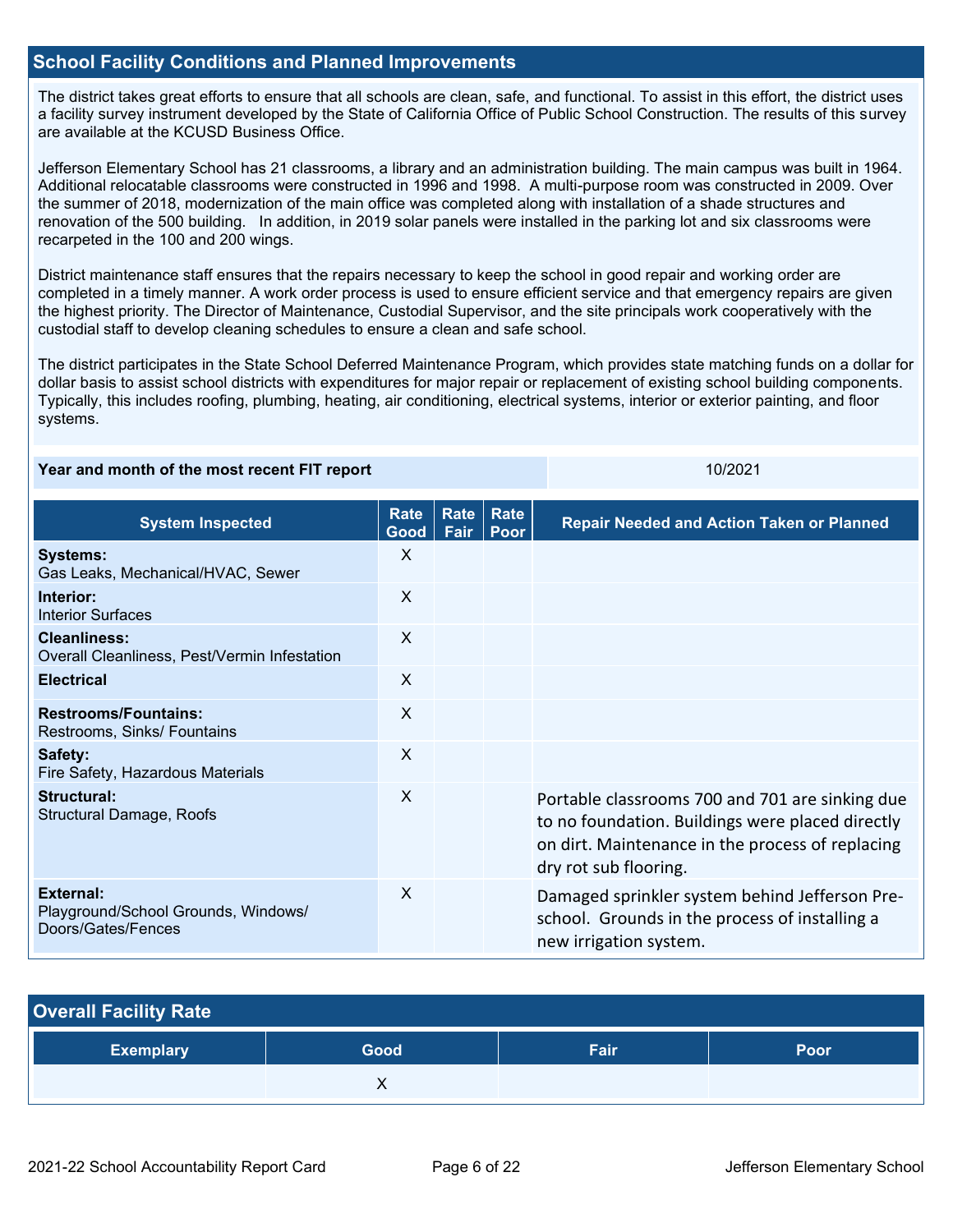## School Facility Conditions and Planned Improvements

The district takes great efforts to ensure that all schools are clean, safe, and functional. To assist in this effort, the district uses a facility survey instrument developed by the State of California Office of Public School Construction. The results of this survey are available at the KCUSD Business Office.

Jefferson Elementary School has 21 classrooms, a library and an administration building. The main campus was built in 1964. Additional relocatable classrooms were constructed in 1996 and 1998. A multi-purpose room was constructed in 2009. Over the summer of 2018, modernization of the main office was completed along with installation of a shade structures and renovation of the 500 building. In addition, in 2019 solar panels were installed in the parking lot and six classrooms were recarpeted in the 100 and 200 wings.

District maintenance staff ensures that the repairs necessary to keep the school in good repair and working order are completed in a timely manner. A work order process is used to ensure efficient service and that emergency repairs are given the highest priority. The Director of Maintenance, Custodial Supervisor, and the site principals work cooperatively with the custodial staff to develop cleaning schedules to ensure a clean and safe school.

The district participates in the State School Deferred Maintenance Program, which provides state matching funds on a dollar for dollar basis to assist school districts with expenditures for major repair or replacement of existing school building components. Typically, this includes roofing, plumbing, heating, air conditioning, electrical systems, interior or exterior painting, and floor systems.

| Year and month of the most recent FIT report | 10/2021 |
|---|---|

| System Inspected | Rate Good | Rate Fair | Rate Poor | Repair Needed and Action Taken or Planned |
|---|---|---|---|---|
| **Systems:** Gas Leaks, Mechanical/HVAC, Sewer | X | | | |
| **Interior:** Interior Surfaces | X | | | |
| **Cleanliness:** Overall Cleanliness, Pest/Vermin Infestation | X | | | |
| **Electrical** | X | | | |
| **Restrooms/Fountains:** Restrooms, Sinks/ Fountains | X | | | |
| **Safety:** Fire Safety, Hazardous Materials | X | | | |
| **Structural:** Structural Damage, Roofs | X | | | Portable classrooms 700 and 701 are sinking due to no foundation. Buildings were placed directly on dirt. Maintenance in the process of replacing dry rot sub flooring. |
| **External:** Playground/School Grounds, Windows/ Doors/Gates/Fences | X | | | Damaged sprinkler system behind Jefferson Pre-school. Grounds in the process of installing a new irrigation system. |

## Overall Facility Rate

| Exemplary | Good | Fair | Poor |
|---|---|---|---|
| | X | | |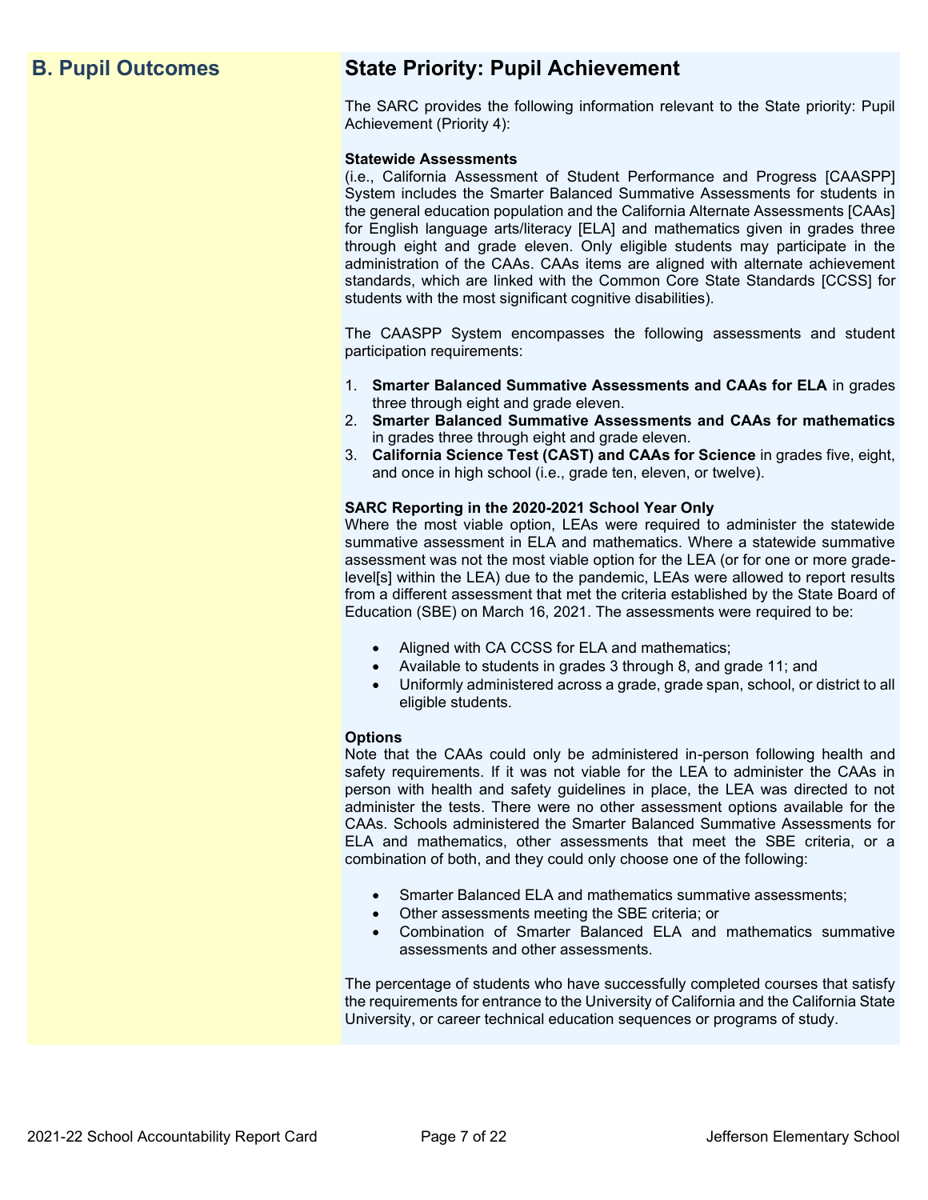## B. Pupil Outcomes

## State Priority: Pupil Achievement

The SARC provides the following information relevant to the State priority: Pupil Achievement (Priority 4):

**Statewide Assessments**
(i.e., California Assessment of Student Performance and Progress [CAASPP] System includes the Smarter Balanced Summative Assessments for students in the general education population and the California Alternate Assessments [CAAs] for English language arts/literacy [ELA] and mathematics given in grades three through eight and grade eleven. Only eligible students may participate in the administration of the CAAs. CAAs items are aligned with alternate achievement standards, which are linked with the Common Core State Standards [CCSS] for students with the most significant cognitive disabilities).

The CAASPP System encompasses the following assessments and student participation requirements:

1. **Smarter Balanced Summative Assessments and CAAs for ELA** in grades three through eight and grade eleven.
2. **Smarter Balanced Summative Assessments and CAAs for mathematics** in grades three through eight and grade eleven.
3. **California Science Test (CAST) and CAAs for Science** in grades five, eight, and once in high school (i.e., grade ten, eleven, or twelve).

**SARC Reporting in the 2020-2021 School Year Only**
Where the most viable option, LEAs were required to administer the statewide summative assessment in ELA and mathematics. Where a statewide summative assessment was not the most viable option for the LEA (or for one or more grade-level[s] within the LEA) due to the pandemic, LEAs were allowed to report results from a different assessment that met the criteria established by the State Board of Education (SBE) on March 16, 2021. The assessments were required to be:

- Aligned with CA CCSS for ELA and mathematics;
- Available to students in grades 3 through 8, and grade 11; and
- Uniformly administered across a grade, grade span, school, or district to all eligible students.

**Options**
Note that the CAAs could only be administered in-person following health and safety requirements. If it was not viable for the LEA to administer the CAAs in person with health and safety guidelines in place, the LEA was directed to not administer the tests. There were no other assessment options available for the CAAs. Schools administered the Smarter Balanced Summative Assessments for ELA and mathematics, other assessments that meet the SBE criteria, or a combination of both, and they could only choose one of the following:

- Smarter Balanced ELA and mathematics summative assessments;
- Other assessments meeting the SBE criteria; or
- Combination of Smarter Balanced ELA and mathematics summative assessments and other assessments.

The percentage of students who have successfully completed courses that satisfy the requirements for entrance to the University of California and the California State University, or career technical education sequences or programs of study.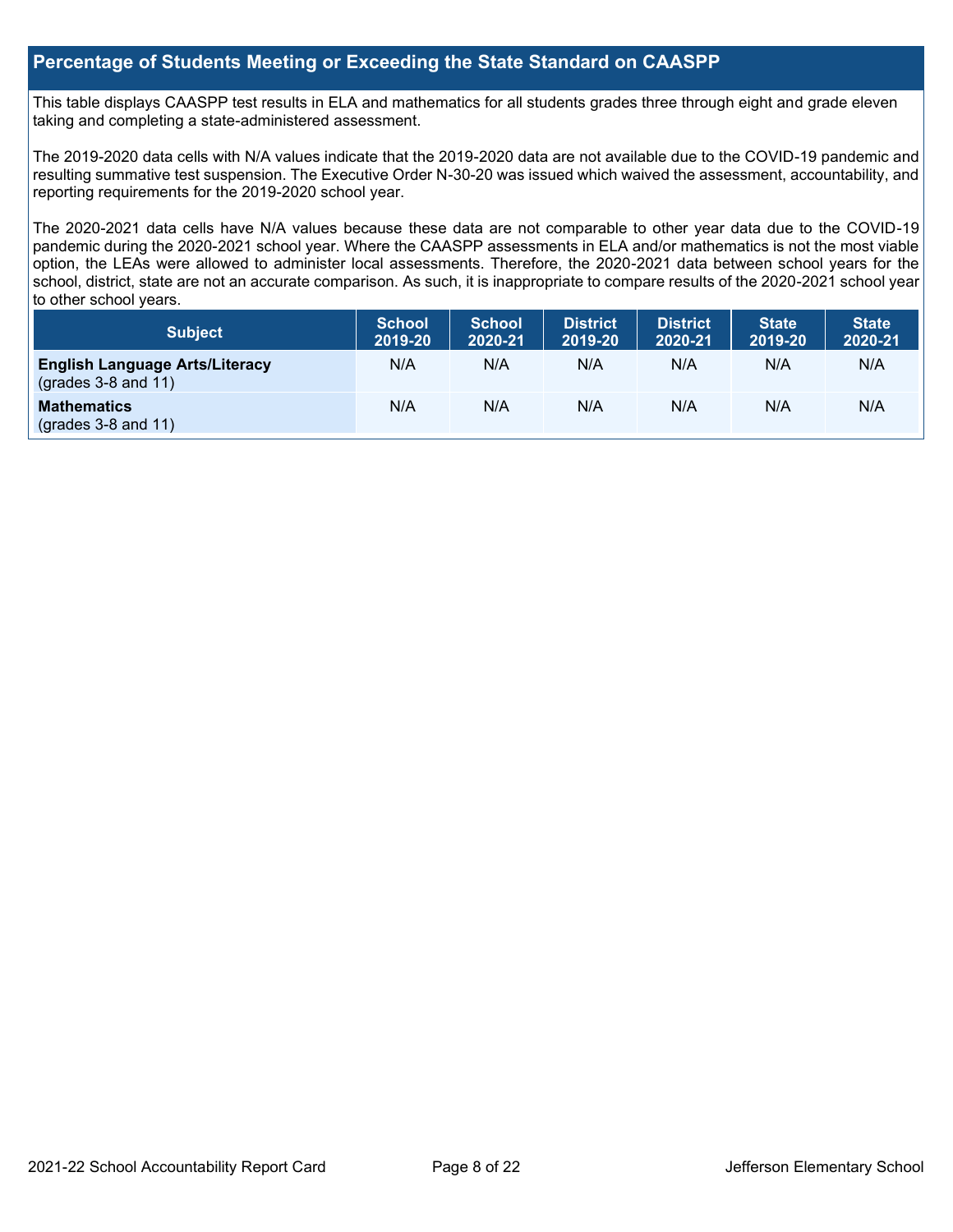## Percentage of Students Meeting or Exceeding the State Standard on CAASPP

This table displays CAASPP test results in ELA and mathematics for all students grades three through eight and grade eleven taking and completing a state-administered assessment.

The 2019-2020 data cells with N/A values indicate that the 2019-2020 data are not available due to the COVID-19 pandemic and resulting summative test suspension. The Executive Order N-30-20 was issued which waived the assessment, accountability, and reporting requirements for the 2019-2020 school year.

The 2020-2021 data cells have N/A values because these data are not comparable to other year data due to the COVID-19 pandemic during the 2020-2021 school year. Where the CAASPP assessments in ELA and/or mathematics is not the most viable option, the LEAs were allowed to administer local assessments. Therefore, the 2020-2021 data between school years for the school, district, state are not an accurate comparison. As such, it is inappropriate to compare results of the 2020-2021 school year to other school years.

| Subject | School 2019-20 | School 2020-21 | District 2019-20 | District 2020-21 | State 2019-20 | State 2020-21 |
|---|---|---|---|---|---|---|
| **English Language Arts/Literacy** (grades 3-8 and 11) | N/A | N/A | N/A | N/A | N/A | N/A |
| **Mathematics** (grades 3-8 and 11) | N/A | N/A | N/A | N/A | N/A | N/A |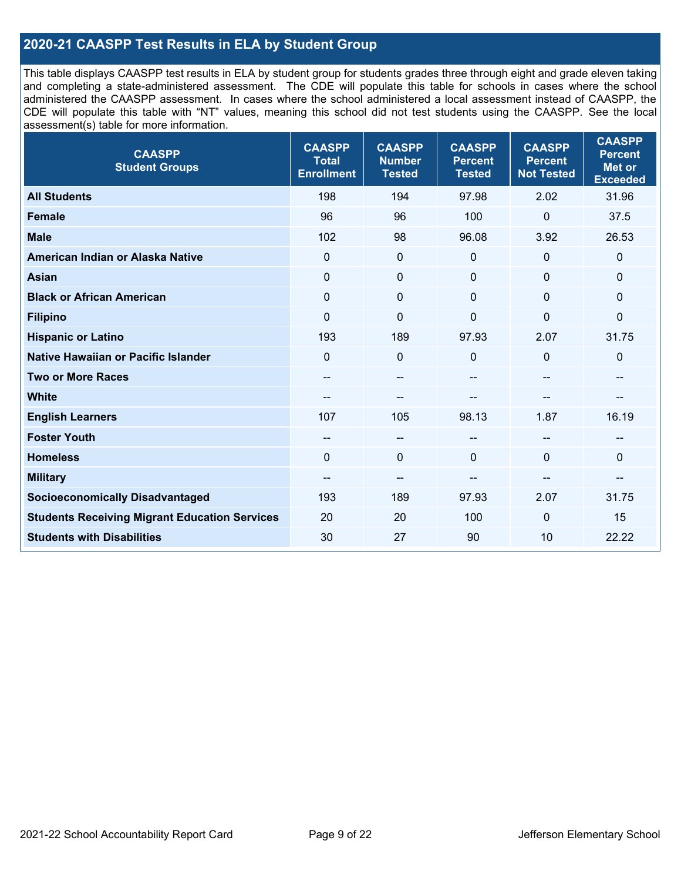## 2020-21 CAASPP Test Results in ELA by Student Group

This table displays CAASPP test results in ELA by student group for students grades three through eight and grade eleven taking and completing a state-administered assessment. The CDE will populate this table for schools in cases where the school administered the CAASPP assessment. In cases where the school administered a local assessment instead of CAASPP, the CDE will populate this table with "NT" values, meaning this school did not test students using the CAASPP. See the local assessment(s) table for more information.

| CAASPP Student Groups | CAASPP Total Enrollment | CAASPP Number Tested | CAASPP Percent Tested | CAASPP Percent Not Tested | CAASPP Percent Met or Exceeded |
|---|---|---|---|---|---|
| **All Students** | 198 | 194 | 97.98 | 2.02 | 31.96 |
| **Female** | 96 | 96 | 100 | 0 | 37.5 |
| **Male** | 102 | 98 | 96.08 | 3.92 | 26.53 |
| **American Indian or Alaska Native** | 0 | 0 | 0 | 0 | 0 |
| **Asian** | 0 | 0 | 0 | 0 | 0 |
| **Black or African American** | 0 | 0 | 0 | 0 | 0 |
| **Filipino** | 0 | 0 | 0 | 0 | 0 |
| **Hispanic or Latino** | 193 | 189 | 97.93 | 2.07 | 31.75 |
| **Native Hawaiian or Pacific Islander** | 0 | 0 | 0 | 0 | 0 |
| **Two or More Races** | -- | -- | -- | -- | -- |
| **White** | -- | -- | -- | -- | -- |
| **English Learners** | 107 | 105 | 98.13 | 1.87 | 16.19 |
| **Foster Youth** | -- | -- | -- | -- | -- |
| **Homeless** | 0 | 0 | 0 | 0 | 0 |
| **Military** | -- | -- | -- | -- | -- |
| **Socioeconomically Disadvantaged** | 193 | 189 | 97.93 | 2.07 | 31.75 |
| **Students Receiving Migrant Education Services** | 20 | 20 | 100 | 0 | 15 |
| **Students with Disabilities** | 30 | 27 | 90 | 10 | 22.22 |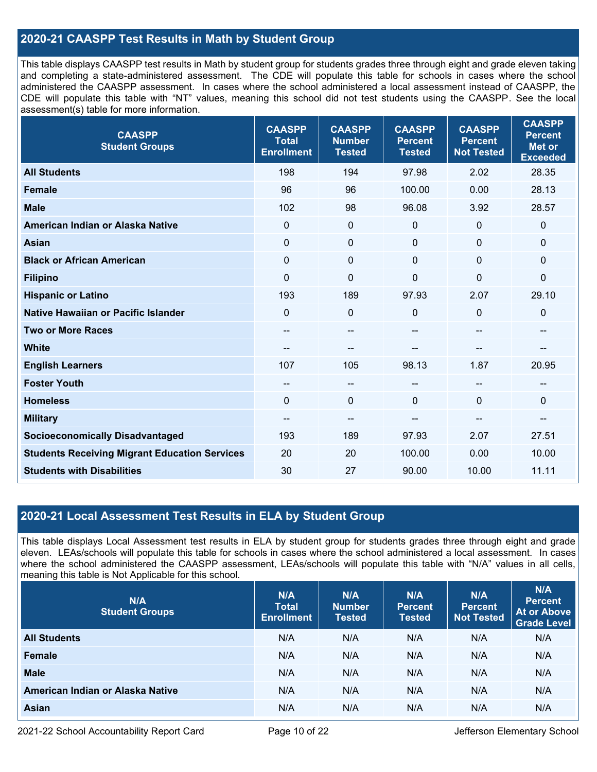## 2020-21 CAASPP Test Results in Math by Student Group

This table displays CAASPP test results in Math by student group for students grades three through eight and grade eleven taking and completing a state-administered assessment. The CDE will populate this table for schools in cases where the school administered the CAASPP assessment. In cases where the school administered a local assessment instead of CAASPP, the CDE will populate this table with "NT" values, meaning this school did not test students using the CAASPP. See the local assessment(s) table for more information.

| CAASPP Student Groups | CAASPP Total Enrollment | CAASPP Number Tested | CAASPP Percent Tested | CAASPP Percent Not Tested | CAASPP Percent Met or Exceeded |
|---|---|---|---|---|---|
| **All Students** | 198 | 194 | 97.98 | 2.02 | 28.35 |
| **Female** | 96 | 96 | 100.00 | 0.00 | 28.13 |
| **Male** | 102 | 98 | 96.08 | 3.92 | 28.57 |
| **American Indian or Alaska Native** | 0 | 0 | 0 | 0 | 0 |
| **Asian** | 0 | 0 | 0 | 0 | 0 |
| **Black or African American** | 0 | 0 | 0 | 0 | 0 |
| **Filipino** | 0 | 0 | 0 | 0 | 0 |
| **Hispanic or Latino** | 193 | 189 | 97.93 | 2.07 | 29.10 |
| **Native Hawaiian or Pacific Islander** | 0 | 0 | 0 | 0 | 0 |
| **Two or More Races** | -- | -- | -- | -- | -- |
| **White** | -- | -- | -- | -- | -- |
| **English Learners** | 107 | 105 | 98.13 | 1.87 | 20.95 |
| **Foster Youth** | -- | -- | -- | -- | -- |
| **Homeless** | 0 | 0 | 0 | 0 | 0 |
| **Military** | -- | -- | -- | -- | -- |
| **Socioeconomically Disadvantaged** | 193 | 189 | 97.93 | 2.07 | 27.51 |
| **Students Receiving Migrant Education Services** | 20 | 20 | 100.00 | 0.00 | 10.00 |
| **Students with Disabilities** | 30 | 27 | 90.00 | 10.00 | 11.11 |

## 2020-21 Local Assessment Test Results in ELA by Student Group

This table displays Local Assessment test results in ELA by student group for students grades three through eight and grade eleven. LEAs/schools will populate this table for schools in cases where the school administered a local assessment. In cases where the school administered the CAASPP assessment, LEAs/schools will populate this table with "N/A" values in all cells, meaning this table is Not Applicable for this school.

| N/A Student Groups | N/A Total Enrollment | N/A Number Tested | N/A Percent Tested | N/A Percent Not Tested | N/A Percent At or Above Grade Level |
|---|---|---|---|---|---|
| **All Students** | N/A | N/A | N/A | N/A | N/A |
| **Female** | N/A | N/A | N/A | N/A | N/A |
| **Male** | N/A | N/A | N/A | N/A | N/A |
| **American Indian or Alaska Native** | N/A | N/A | N/A | N/A | N/A |
| **Asian** | N/A | N/A | N/A | N/A | N/A |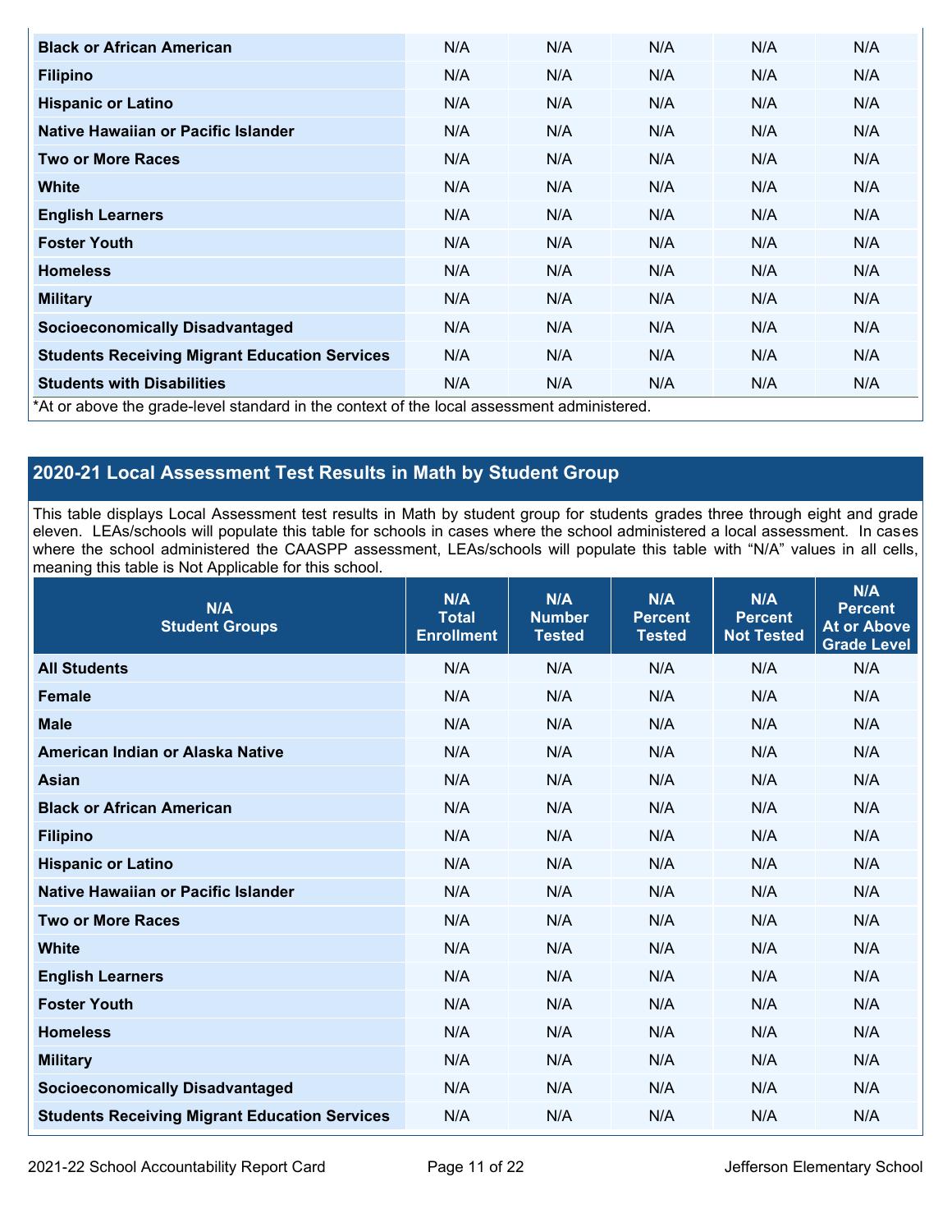| Black or African American | N/A | N/A | N/A | N/A | N/A |
|---|---|---|---|---|---|
| Filipino | N/A | N/A | N/A | N/A | N/A |
| Hispanic or Latino | N/A | N/A | N/A | N/A | N/A |
| Native Hawaiian or Pacific Islander | N/A | N/A | N/A | N/A | N/A |
| Two or More Races | N/A | N/A | N/A | N/A | N/A |
| White | N/A | N/A | N/A | N/A | N/A |
| English Learners | N/A | N/A | N/A | N/A | N/A |
| Foster Youth | N/A | N/A | N/A | N/A | N/A |
| Homeless | N/A | N/A | N/A | N/A | N/A |
| Military | N/A | N/A | N/A | N/A | N/A |
| Socioeconomically Disadvantaged | N/A | N/A | N/A | N/A | N/A |
| Students Receiving Migrant Education Services | N/A | N/A | N/A | N/A | N/A |
| Students with Disabilities | N/A | N/A | N/A | N/A | N/A |

*At or above the grade-level standard in the context of the local assessment administered.

## 2020-21 Local Assessment Test Results in Math by Student Group

This table displays Local Assessment test results in Math by student group for students grades three through eight and grade eleven. LEAs/schools will populate this table for schools in cases where the school administered a local assessment. In cases where the school administered the CAASPP assessment, LEAs/schools will populate this table with "N/A" values in all cells, meaning this table is Not Applicable for this school.

| N/A Student Groups | N/A Total Enrollment | N/A Number Tested | N/A Percent Tested | N/A Percent Not Tested | N/A Percent At or Above Grade Level |
|---|---|---|---|---|---|
| All Students | N/A | N/A | N/A | N/A | N/A |
| Female | N/A | N/A | N/A | N/A | N/A |
| Male | N/A | N/A | N/A | N/A | N/A |
| American Indian or Alaska Native | N/A | N/A | N/A | N/A | N/A |
| Asian | N/A | N/A | N/A | N/A | N/A |
| Black or African American | N/A | N/A | N/A | N/A | N/A |
| Filipino | N/A | N/A | N/A | N/A | N/A |
| Hispanic or Latino | N/A | N/A | N/A | N/A | N/A |
| Native Hawaiian or Pacific Islander | N/A | N/A | N/A | N/A | N/A |
| Two or More Races | N/A | N/A | N/A | N/A | N/A |
| White | N/A | N/A | N/A | N/A | N/A |
| English Learners | N/A | N/A | N/A | N/A | N/A |
| Foster Youth | N/A | N/A | N/A | N/A | N/A |
| Homeless | N/A | N/A | N/A | N/A | N/A |
| Military | N/A | N/A | N/A | N/A | N/A |
| Socioeconomically Disadvantaged | N/A | N/A | N/A | N/A | N/A |
| Students Receiving Migrant Education Services | N/A | N/A | N/A | N/A | N/A |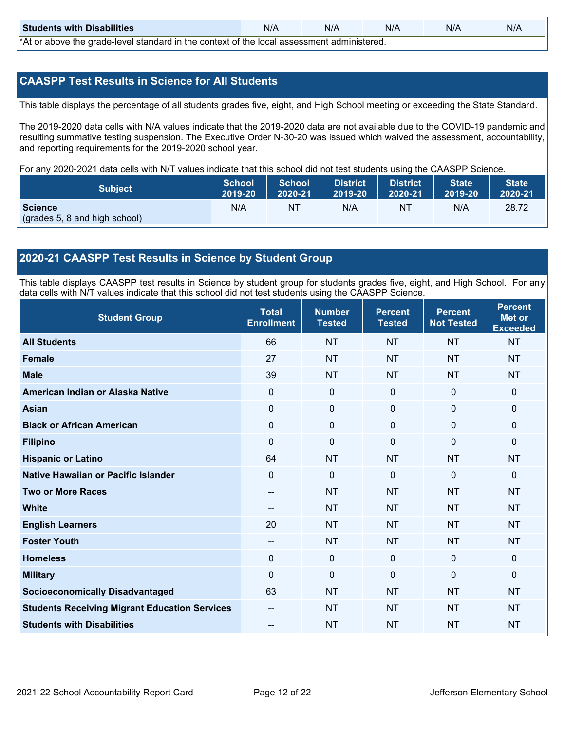| Students with Disabilities | N/A | N/A | N/A | N/A | N/A |
|---|---|---|---|---|---|

*At or above the grade-level standard in the context of the local assessment administered.

## CAASPP Test Results in Science for All Students

This table displays the percentage of all students grades five, eight, and High School meeting or exceeding the State Standard.

The 2019-2020 data cells with N/A values indicate that the 2019-2020 data are not available due to the COVID-19 pandemic and resulting summative testing suspension. The Executive Order N-30-20 was issued which waived the assessment, accountability, and reporting requirements for the 2019-2020 school year.

For any 2020-2021 data cells with N/T values indicate that this school did not test students using the CAASPP Science.

| Subject | School 2019-20 | School 2020-21 | District 2019-20 | District 2020-21 | State 2019-20 | State 2020-21 |
|---|---|---|---|---|---|---|
| **Science** (grades 5, 8 and high school) | N/A | NT | N/A | NT | N/A | 28.72 |

## 2020-21 CAASPP Test Results in Science by Student Group

This table displays CAASPP test results in Science by student group for students grades five, eight, and High School. For any data cells with N/T values indicate that this school did not test students using the CAASPP Science.

| Student Group | Total Enrollment | Number Tested | Percent Tested | Percent Not Tested | Percent Met or Exceeded |
|---|---|---|---|---|---|
| **All Students** | 66 | NT | NT | NT | NT |
| **Female** | 27 | NT | NT | NT | NT |
| **Male** | 39 | NT | NT | NT | NT |
| **American Indian or Alaska Native** | 0 | 0 | 0 | 0 | 0 |
| **Asian** | 0 | 0 | 0 | 0 | 0 |
| **Black or African American** | 0 | 0 | 0 | 0 | 0 |
| **Filipino** | 0 | 0 | 0 | 0 | 0 |
| **Hispanic or Latino** | 64 | NT | NT | NT | NT |
| **Native Hawaiian or Pacific Islander** | 0 | 0 | 0 | 0 | 0 |
| **Two or More Races** | -- | NT | NT | NT | NT |
| **White** | -- | NT | NT | NT | NT |
| **English Learners** | 20 | NT | NT | NT | NT |
| **Foster Youth** | -- | NT | NT | NT | NT |
| **Homeless** | 0 | 0 | 0 | 0 | 0 |
| **Military** | 0 | 0 | 0 | 0 | 0 |
| **Socioeconomically Disadvantaged** | 63 | NT | NT | NT | NT |
| **Students Receiving Migrant Education Services** | -- | NT | NT | NT | NT |
| **Students with Disabilities** | -- | NT | NT | NT | NT |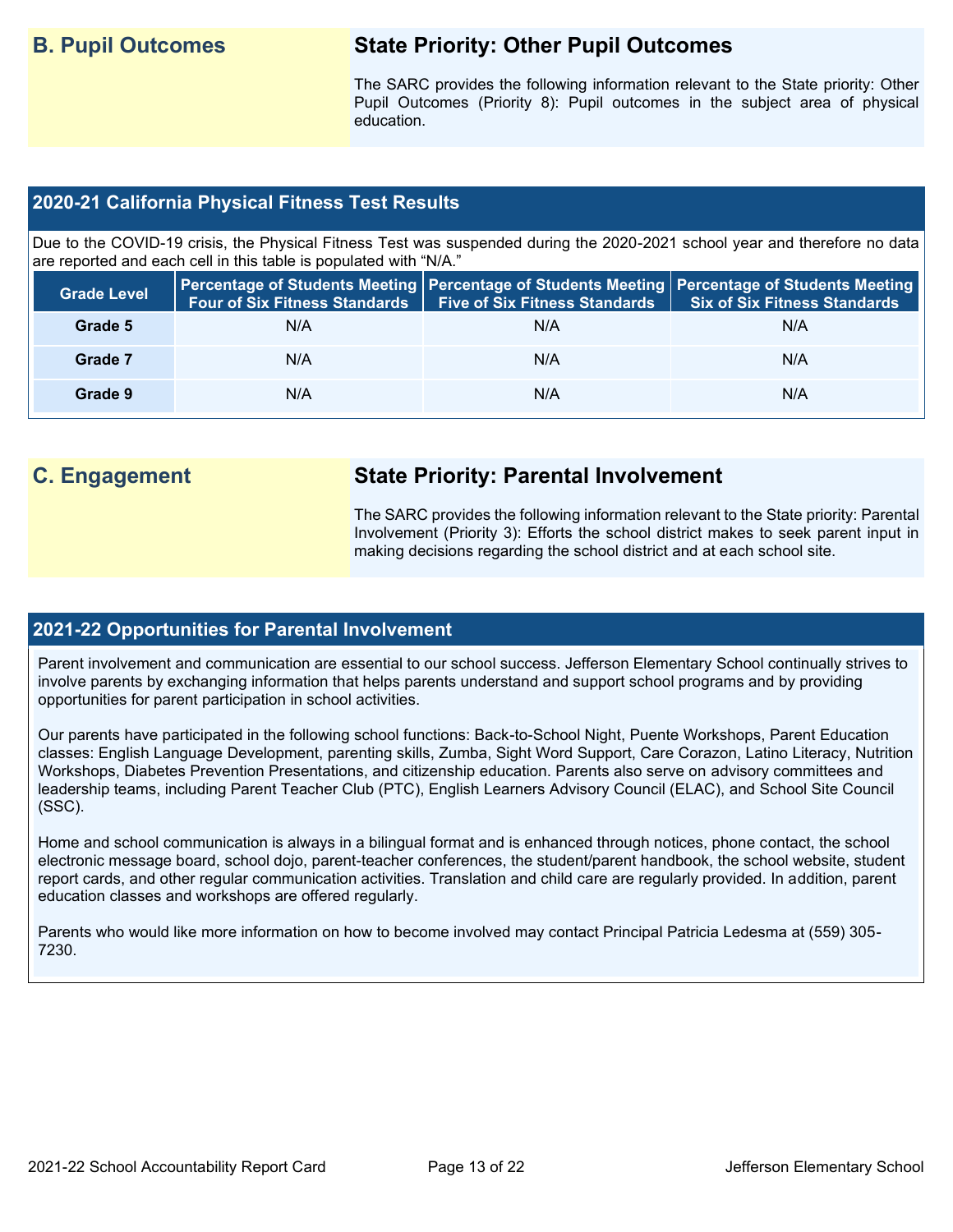## B. Pupil Outcomes

### State Priority: Other Pupil Outcomes

The SARC provides the following information relevant to the State priority: Other Pupil Outcomes (Priority 8): Pupil outcomes in the subject area of physical education.

### 2020-21 California Physical Fitness Test Results

Due to the COVID-19 crisis, the Physical Fitness Test was suspended during the 2020-2021 school year and therefore no data are reported and each cell in this table is populated with "N/A."

| Grade Level | Percentage of Students Meeting Four of Six Fitness Standards | Percentage of Students Meeting Five of Six Fitness Standards | Percentage of Students Meeting Six of Six Fitness Standards |
|---|---|---|---|
| Grade 5 | N/A | N/A | N/A |
| Grade 7 | N/A | N/A | N/A |
| Grade 9 | N/A | N/A | N/A |

## C. Engagement

### State Priority: Parental Involvement

The SARC provides the following information relevant to the State priority: Parental Involvement (Priority 3): Efforts the school district makes to seek parent input in making decisions regarding the school district and at each school site.

### 2021-22 Opportunities for Parental Involvement

Parent involvement and communication are essential to our school success. Jefferson Elementary School continually strives to involve parents by exchanging information that helps parents understand and support school programs and by providing opportunities for parent participation in school activities.

Our parents have participated in the following school functions: Back-to-School Night, Puente Workshops, Parent Education classes: English Language Development, parenting skills, Zumba, Sight Word Support, Care Corazon, Latino Literacy, Nutrition Workshops, Diabetes Prevention Presentations, and citizenship education. Parents also serve on advisory committees and leadership teams, including Parent Teacher Club (PTC), English Learners Advisory Council (ELAC), and School Site Council (SSC).

Home and school communication is always in a bilingual format and is enhanced through notices, phone contact, the school electronic message board, school dojo, parent-teacher conferences, the student/parent handbook, the school website, student report cards, and other regular communication activities. Translation and child care are regularly provided. In addition, parent education classes and workshops are offered regularly.

Parents who would like more information on how to become involved may contact Principal Patricia Ledesma at (559) 305-7230.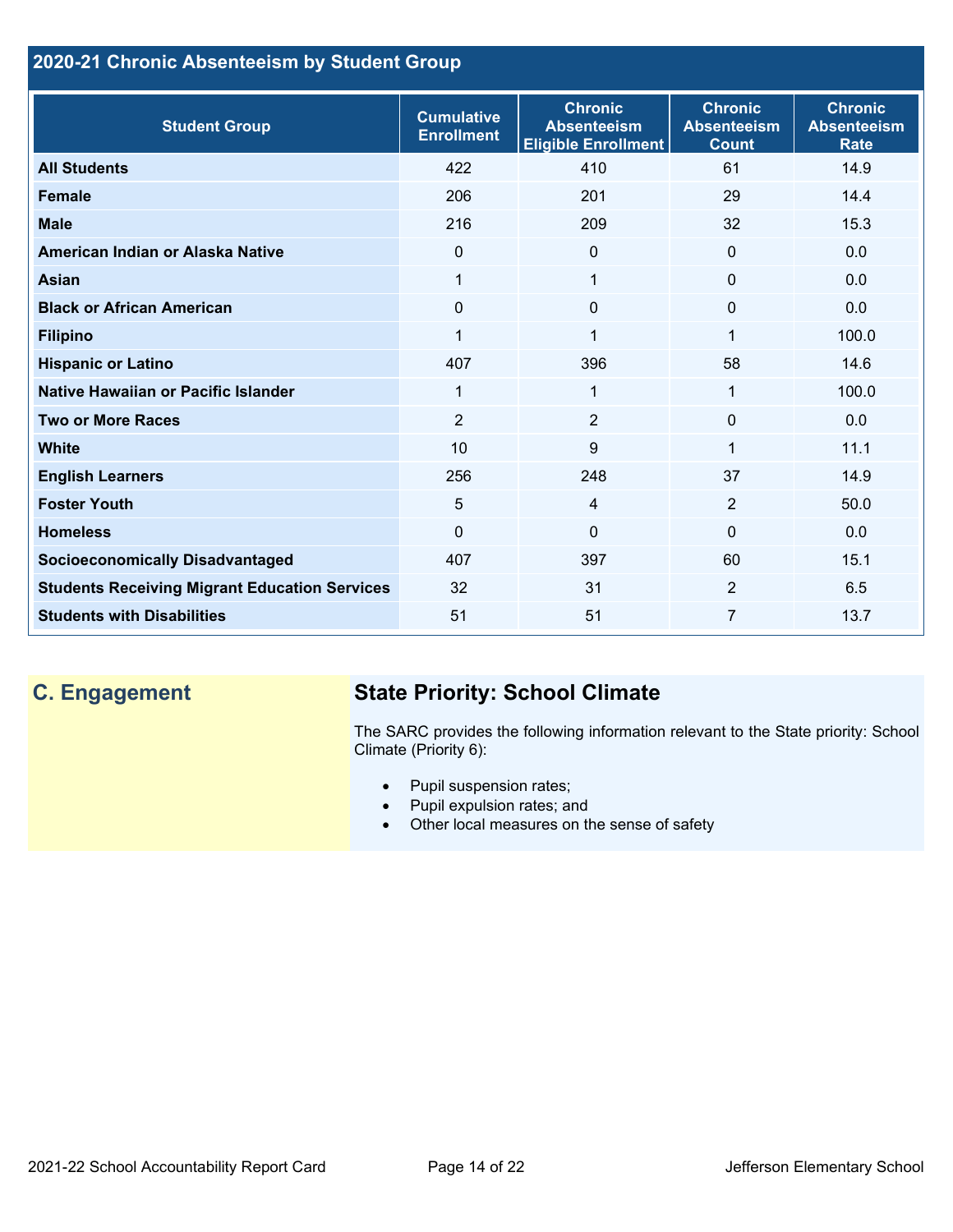## 2020-21 Chronic Absenteeism by Student Group

| Student Group | Cumulative Enrollment | Chronic Absenteeism Eligible Enrollment | Chronic Absenteeism Count | Chronic Absenteeism Rate |
|---|---|---|---|---|
| **All Students** | 422 | 410 | 61 | 14.9 |
| **Female** | 206 | 201 | 29 | 14.4 |
| **Male** | 216 | 209 | 32 | 15.3 |
| **American Indian or Alaska Native** | 0 | 0 | 0 | 0.0 |
| **Asian** | 1 | 1 | 0 | 0.0 |
| **Black or African American** | 0 | 0 | 0 | 0.0 |
| **Filipino** | 1 | 1 | 1 | 100.0 |
| **Hispanic or Latino** | 407 | 396 | 58 | 14.6 |
| **Native Hawaiian or Pacific Islander** | 1 | 1 | 1 | 100.0 |
| **Two or More Races** | 2 | 2 | 0 | 0.0 |
| **White** | 10 | 9 | 1 | 11.1 |
| **English Learners** | 256 | 248 | 37 | 14.9 |
| **Foster Youth** | 5 | 4 | 2 | 50.0 |
| **Homeless** | 0 | 0 | 0 | 0.0 |
| **Socioeconomically Disadvantaged** | 407 | 397 | 60 | 15.1 |
| **Students Receiving Migrant Education Services** | 32 | 31 | 2 | 6.5 |
| **Students with Disabilities** | 51 | 51 | 7 | 13.7 |

## C. Engagement

### State Priority: School Climate

The SARC provides the following information relevant to the State priority: School Climate (Priority 6):

- Pupil suspension rates;
- Pupil expulsion rates; and
- Other local measures on the sense of safety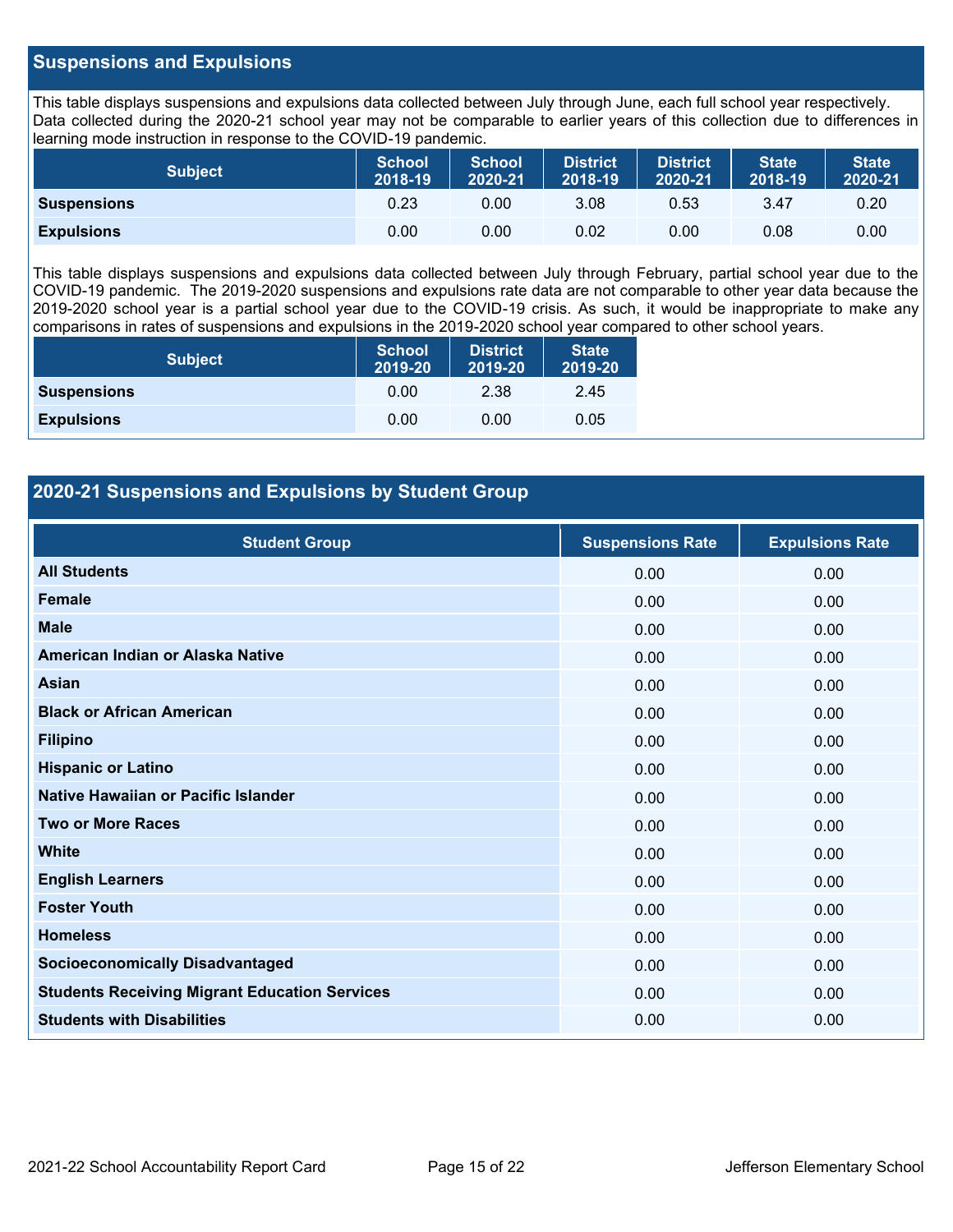## Suspensions and Expulsions

This table displays suspensions and expulsions data collected between July through June, each full school year respectively. Data collected during the 2020-21 school year may not be comparable to earlier years of this collection due to differences in learning mode instruction in response to the COVID-19 pandemic.

| Subject | School 2018-19 | School 2020-21 | District 2018-19 | District 2020-21 | State 2018-19 | State 2020-21 |
|---|---|---|---|---|---|---|
| **Suspensions** | 0.23 | 0.00 | 3.08 | 0.53 | 3.47 | 0.20 |
| **Expulsions** | 0.00 | 0.00 | 0.02 | 0.00 | 0.08 | 0.00 |

This table displays suspensions and expulsions data collected between July through February, partial school year due to the COVID-19 pandemic. The 2019-2020 suspensions and expulsions rate data are not comparable to other year data because the 2019-2020 school year is a partial school year due to the COVID-19 crisis. As such, it would be inappropriate to make any comparisons in rates of suspensions and expulsions in the 2019-2020 school year compared to other school years.

| Subject | School 2019-20 | District 2019-20 | State 2019-20 |
|---|---|---|---|
| **Suspensions** | 0.00 | 2.38 | 2.45 |
| **Expulsions** | 0.00 | 0.00 | 0.05 |

## 2020-21 Suspensions and Expulsions by Student Group

| Student Group | Suspensions Rate | Expulsions Rate |
|---|---|---|
| **All Students** | 0.00 | 0.00 |
| **Female** | 0.00 | 0.00 |
| **Male** | 0.00 | 0.00 |
| **American Indian or Alaska Native** | 0.00 | 0.00 |
| **Asian** | 0.00 | 0.00 |
| **Black or African American** | 0.00 | 0.00 |
| **Filipino** | 0.00 | 0.00 |
| **Hispanic or Latino** | 0.00 | 0.00 |
| **Native Hawaiian or Pacific Islander** | 0.00 | 0.00 |
| **Two or More Races** | 0.00 | 0.00 |
| **White** | 0.00 | 0.00 |
| **English Learners** | 0.00 | 0.00 |
| **Foster Youth** | 0.00 | 0.00 |
| **Homeless** | 0.00 | 0.00 |
| **Socioeconomically Disadvantaged** | 0.00 | 0.00 |
| **Students Receiving Migrant Education Services** | 0.00 | 0.00 |
| **Students with Disabilities** | 0.00 | 0.00 |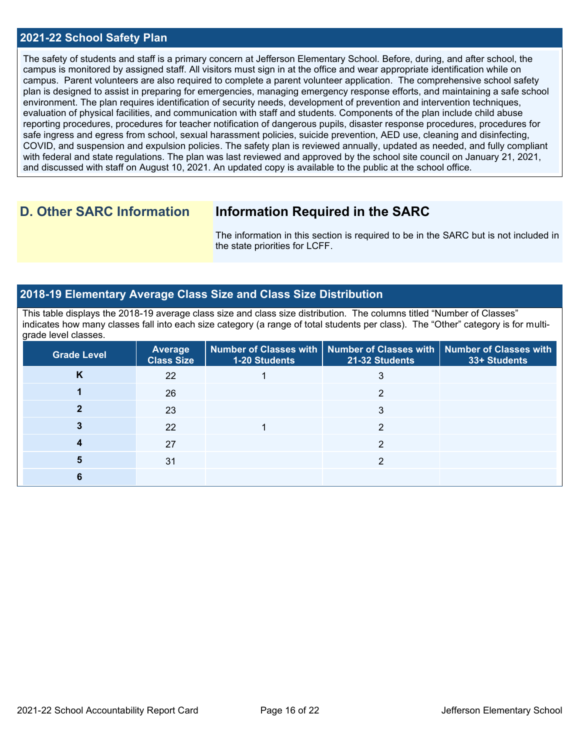## 2021-22 School Safety Plan

The safety of students and staff is a primary concern at Jefferson Elementary School. Before, during, and after school, the campus is monitored by assigned staff. All visitors must sign in at the office and wear appropriate identification while on campus. Parent volunteers are also required to complete a parent volunteer application. The comprehensive school safety plan is designed to assist in preparing for emergencies, managing emergency response efforts, and maintaining a safe school environment. The plan requires identification of security needs, development of prevention and intervention techniques, evaluation of physical facilities, and communication with staff and students. Components of the plan include child abuse reporting procedures, procedures for teacher notification of dangerous pupils, disaster response procedures, procedures for safe ingress and egress from school, sexual harassment policies, suicide prevention, AED use, cleaning and disinfecting, COVID, and suspension and expulsion policies. The safety plan is reviewed annually, updated as needed, and fully compliant with federal and state regulations. The plan was last reviewed and approved by the school site council on January 21, 2021, and discussed with staff on August 10, 2021. An updated copy is available to the public at the school office.

## D. Other SARC Information

### Information Required in the SARC

The information in this section is required to be in the SARC but is not included in the state priorities for LCFF.

## 2018-19 Elementary Average Class Size and Class Size Distribution

This table displays the 2018-19 average class size and class size distribution. The columns titled "Number of Classes" indicates how many classes fall into each size category (a range of total students per class). The "Other" category is for multi-grade level classes.

| Grade Level | Average Class Size | Number of Classes with 1-20 Students | Number of Classes with 21-32 Students | Number of Classes with 33+ Students |
|---|---|---|---|---|
| K | 22 | 1 | 3 | |
| 1 | 26 | | 2 | |
| 2 | 23 | | 3 | |
| 3 | 22 | 1 | 2 | |
| 4 | 27 | | 2 | |
| 5 | 31 | | 2 | |
| 6 | | | | |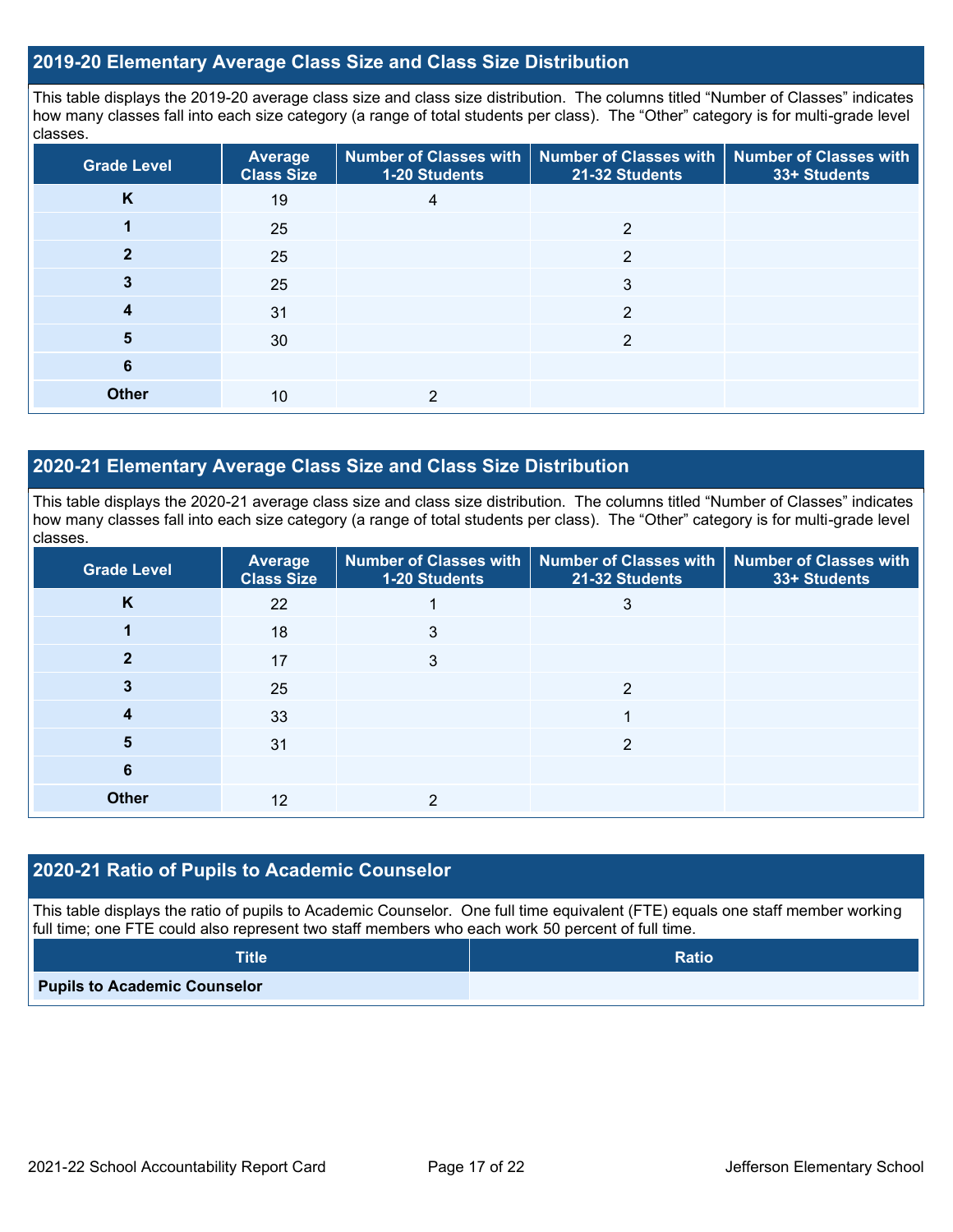## 2019-20 Elementary Average Class Size and Class Size Distribution

This table displays the 2019-20 average class size and class size distribution. The columns titled "Number of Classes" indicates how many classes fall into each size category (a range of total students per class). The "Other" category is for multi-grade level classes.

| Grade Level | Average Class Size | Number of Classes with 1-20 Students | Number of Classes with 21-32 Students | Number of Classes with 33+ Students |
|---|---|---|---|---|
| K | 19 | 4 | | |
| 1 | 25 | | 2 | |
| 2 | 25 | | 2 | |
| 3 | 25 | | 3 | |
| 4 | 31 | | 2 | |
| 5 | 30 | | 2 | |
| 6 | | | | |
| Other | 10 | 2 | | |

## 2020-21 Elementary Average Class Size and Class Size Distribution

This table displays the 2020-21 average class size and class size distribution. The columns titled "Number of Classes" indicates how many classes fall into each size category (a range of total students per class). The "Other" category is for multi-grade level classes.

| Grade Level | Average Class Size | Number of Classes with 1-20 Students | Number of Classes with 21-32 Students | Number of Classes with 33+ Students |
|---|---|---|---|---|
| K | 22 | 1 | 3 | |
| 1 | 18 | 3 | | |
| 2 | 17 | 3 | | |
| 3 | 25 | | 2 | |
| 4 | 33 | | 1 | |
| 5 | 31 | | 2 | |
| 6 | | | | |
| Other | 12 | 2 | | |

## 2020-21 Ratio of Pupils to Academic Counselor

This table displays the ratio of pupils to Academic Counselor. One full time equivalent (FTE) equals one staff member working full time; one FTE could also represent two staff members who each work 50 percent of full time.

| Title | Ratio |
|---|---|
| Pupils to Academic Counselor | |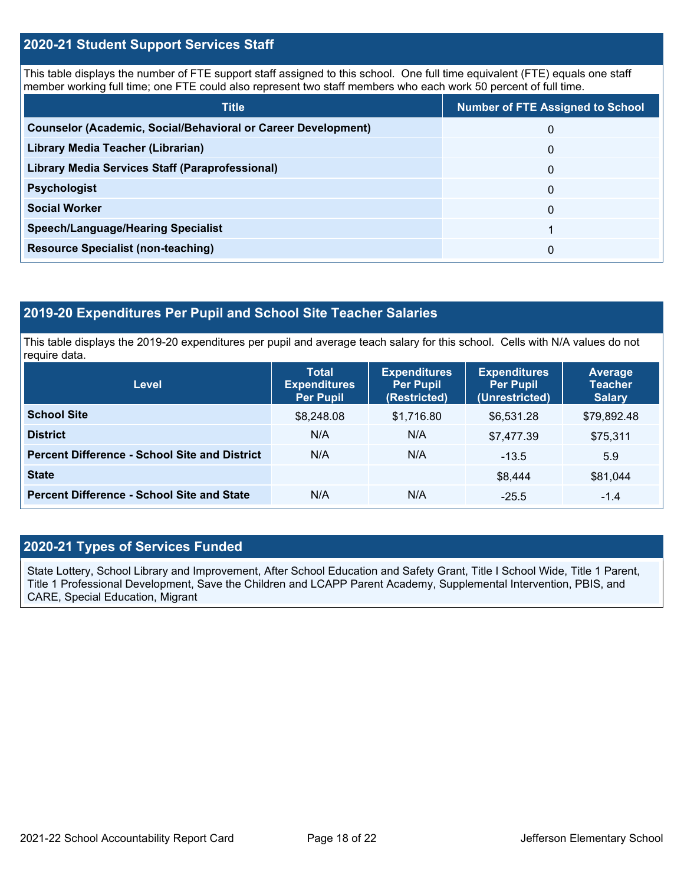## 2020-21 Student Support Services Staff

This table displays the number of FTE support staff assigned to this school. One full time equivalent (FTE) equals one staff member working full time; one FTE could also represent two staff members who each work 50 percent of full time.

| Title | Number of FTE Assigned to School |
|---|---|
| **Counselor (Academic, Social/Behavioral or Career Development)** | 0 |
| **Library Media Teacher (Librarian)** | 0 |
| **Library Media Services Staff (Paraprofessional)** | 0 |
| **Psychologist** | 0 |
| **Social Worker** | 0 |
| **Speech/Language/Hearing Specialist** | 1 |
| **Resource Specialist (non-teaching)** | 0 |

## 2019-20 Expenditures Per Pupil and School Site Teacher Salaries

This table displays the 2019-20 expenditures per pupil and average teach salary for this school. Cells with N/A values do not require data.

| Level | Total Expenditures Per Pupil | Expenditures Per Pupil (Restricted) | Expenditures Per Pupil (Unrestricted) | Average Teacher Salary |
|---|---|---|---|---|
| **School Site** | $8,248.08 | $1,716.80 | $6,531.28 | $79,892.48 |
| **District** | N/A | N/A | $7,477.39 | $75,311 |
| **Percent Difference - School Site and District** | N/A | N/A | -13.5 | 5.9 |
| **State** | | | $8,444 | $81,044 |
| **Percent Difference - School Site and State** | N/A | N/A | -25.5 | -1.4 |

## 2020-21 Types of Services Funded

State Lottery, School Library and Improvement, After School Education and Safety Grant, Title I School Wide, Title 1 Parent, Title 1 Professional Development, Save the Children and LCAPP Parent Academy, Supplemental Intervention, PBIS, and CARE, Special Education, Migrant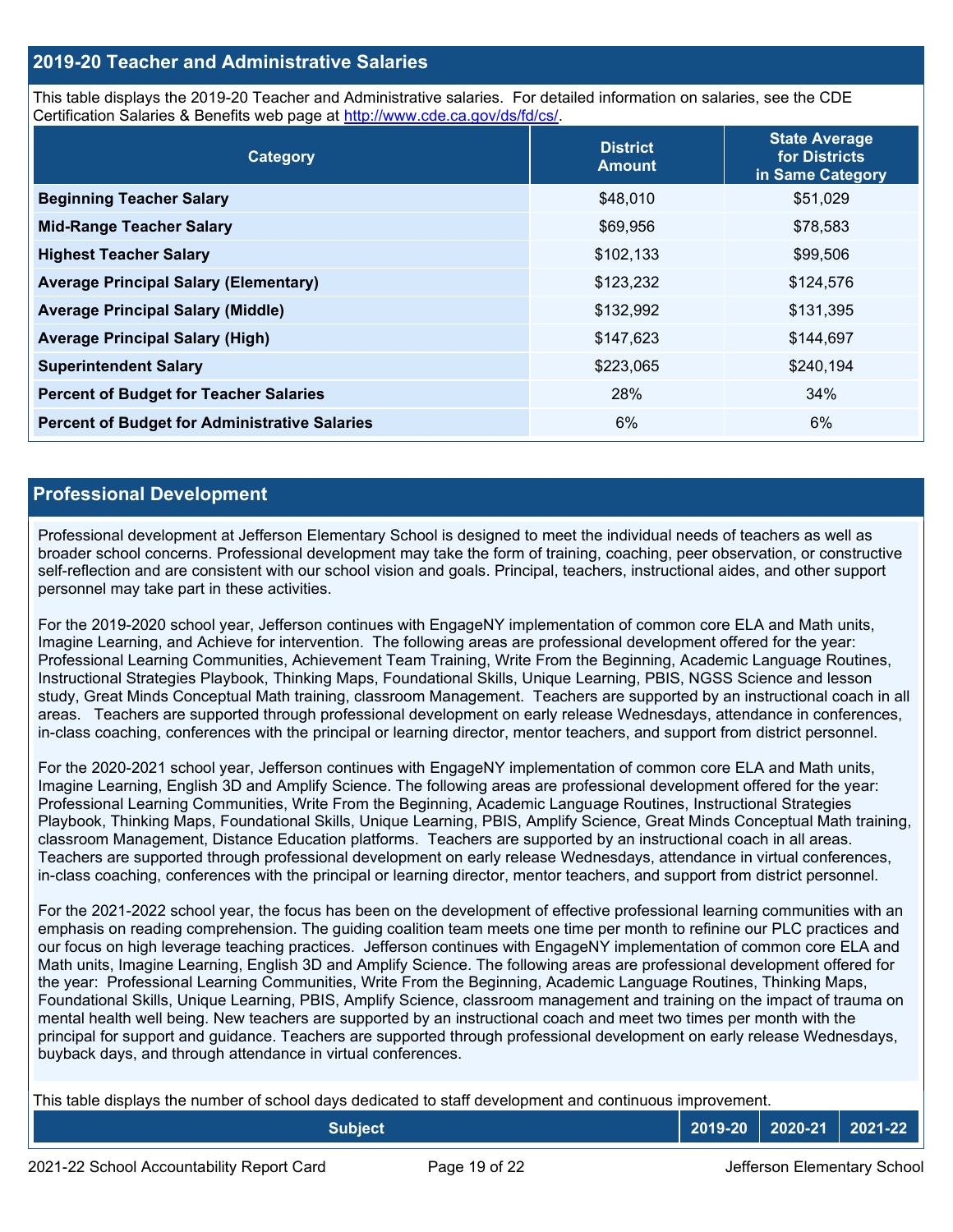## 2019-20 Teacher and Administrative Salaries

This table displays the 2019-20 Teacher and Administrative salaries. For detailed information on salaries, see the CDE Certification Salaries & Benefits web page at http://www.cde.ca.gov/ds/fd/cs/.

| Category | District Amount | State Average for Districts in Same Category |
|---|---|---|
| **Beginning Teacher Salary** | $48,010 | $51,029 |
| **Mid-Range Teacher Salary** | $69,956 | $78,583 |
| **Highest Teacher Salary** | $102,133 | $99,506 |
| **Average Principal Salary (Elementary)** | $123,232 | $124,576 |
| **Average Principal Salary (Middle)** | $132,992 | $131,395 |
| **Average Principal Salary (High)** | $147,623 | $144,697 |
| **Superintendent Salary** | $223,065 | $240,194 |
| **Percent of Budget for Teacher Salaries** | 28% | 34% |
| **Percent of Budget for Administrative Salaries** | 6% | 6% |

## Professional Development

Professional development at Jefferson Elementary School is designed to meet the individual needs of teachers as well as broader school concerns. Professional development may take the form of training, coaching, peer observation, or constructive self-reflection and are consistent with our school vision and goals. Principal, teachers, instructional aides, and other support personnel may take part in these activities.

For the 2019-2020 school year, Jefferson continues with EngageNY implementation of common core ELA and Math units, Imagine Learning, and Achieve for intervention. The following areas are professional development offered for the year: Professional Learning Communities, Achievement Team Training, Write From the Beginning, Academic Language Routines, Instructional Strategies Playbook, Thinking Maps, Foundational Skills, Unique Learning, PBIS, NGSS Science and lesson study, Great Minds Conceptual Math training, classroom Management. Teachers are supported by an instructional coach in all areas. Teachers are supported through professional development on early release Wednesdays, attendance in conferences, in-class coaching, conferences with the principal or learning director, mentor teachers, and support from district personnel.

For the 2020-2021 school year, Jefferson continues with EngageNY implementation of common core ELA and Math units, Imagine Learning, English 3D and Amplify Science. The following areas are professional development offered for the year: Professional Learning Communities, Write From the Beginning, Academic Language Routines, Instructional Strategies Playbook, Thinking Maps, Foundational Skills, Unique Learning, PBIS, Amplify Science, Great Minds Conceptual Math training, classroom Management, Distance Education platforms. Teachers are supported by an instructional coach in all areas. Teachers are supported through professional development on early release Wednesdays, attendance in virtual conferences, in-class coaching, conferences with the principal or learning director, mentor teachers, and support from district personnel.

For the 2021-2022 school year, the focus has been on the development of effective professional learning communities with an emphasis on reading comprehension. The guiding coalition team meets one time per month to refinine our PLC practices and our focus on high leverage teaching practices. Jefferson continues with EngageNY implementation of common core ELA and Math units, Imagine Learning, English 3D and Amplify Science. The following areas are professional development offered for the year: Professional Learning Communities, Write From the Beginning, Academic Language Routines, Thinking Maps, Foundational Skills, Unique Learning, PBIS, Amplify Science, classroom management and training on the impact of trauma on mental health well being. New teachers are supported by an instructional coach and meet two times per month with the principal for support and guidance. Teachers are supported through professional development on early release Wednesdays, buyback days, and through attendance in virtual conferences.

This table displays the number of school days dedicated to staff development and continuous improvement.

| Subject | 2019-20 | 2020-21 | 2021-22 |
|---|---|---|---|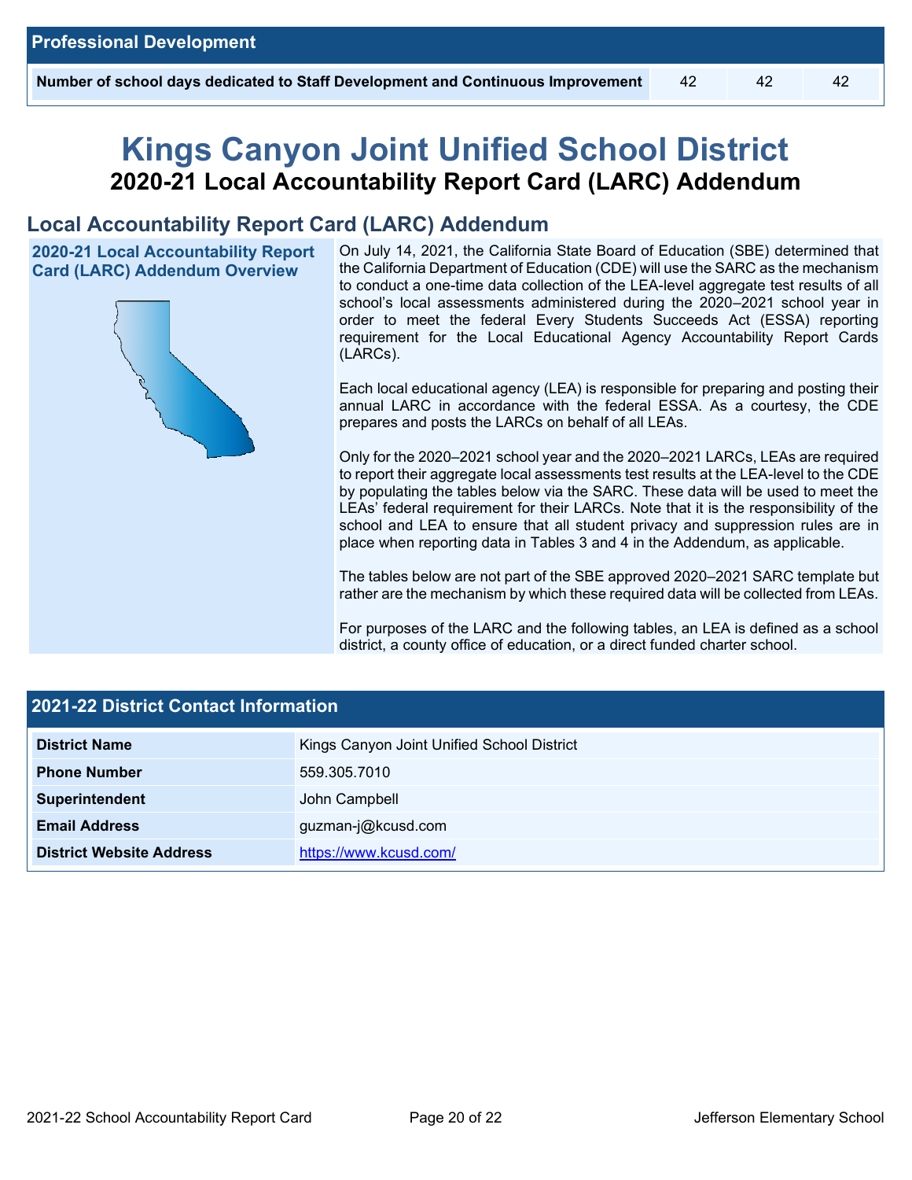| Professional Development | | | |
|---|---|---|---|
| Number of school days dedicated to Staff Development and Continuous Improvement | 42 | 42 | 42 |

# Kings Canyon Joint Unified School District

## 2020-21 Local Accountability Report Card (LARC) Addendum

## Local Accountability Report Card (LARC) Addendum

### 2020-21 Local Accountability Report Card (LARC) Addendum Overview

On July 14, 2021, the California State Board of Education (SBE) determined that the California Department of Education (CDE) will use the SARC as the mechanism to conduct a one-time data collection of the LEA-level aggregate test results of all school's local assessments administered during the 2020–2021 school year in order to meet the federal Every Students Succeeds Act (ESSA) reporting requirement for the Local Educational Agency Accountability Report Cards (LARCs).

Each local educational agency (LEA) is responsible for preparing and posting their annual LARC in accordance with the federal ESSA. As a courtesy, the CDE prepares and posts the LARCs on behalf of all LEAs.

Only for the 2020–2021 school year and the 2020–2021 LARCs, LEAs are required to report their aggregate local assessments test results at the LEA-level to the CDE by populating the tables below via the SARC. These data will be used to meet the LEAs' federal requirement for their LARCs. Note that it is the responsibility of the school and LEA to ensure that all student privacy and suppression rules are in place when reporting data in Tables 3 and 4 in the Addendum, as applicable.

The tables below are not part of the SBE approved 2020–2021 SARC template but rather are the mechanism by which these required data will be collected from LEAs.

For purposes of the LARC and the following tables, an LEA is defined as a school district, a county office of education, or a direct funded charter school.

| 2021-22 District Contact Information | |
|---|---|
| District Name | Kings Canyon Joint Unified School District |
| Phone Number | 559.305.7010 |
| Superintendent | John Campbell |
| Email Address | guzman-j@kcusd.com |
| District Website Address | https://www.kcusd.com/ |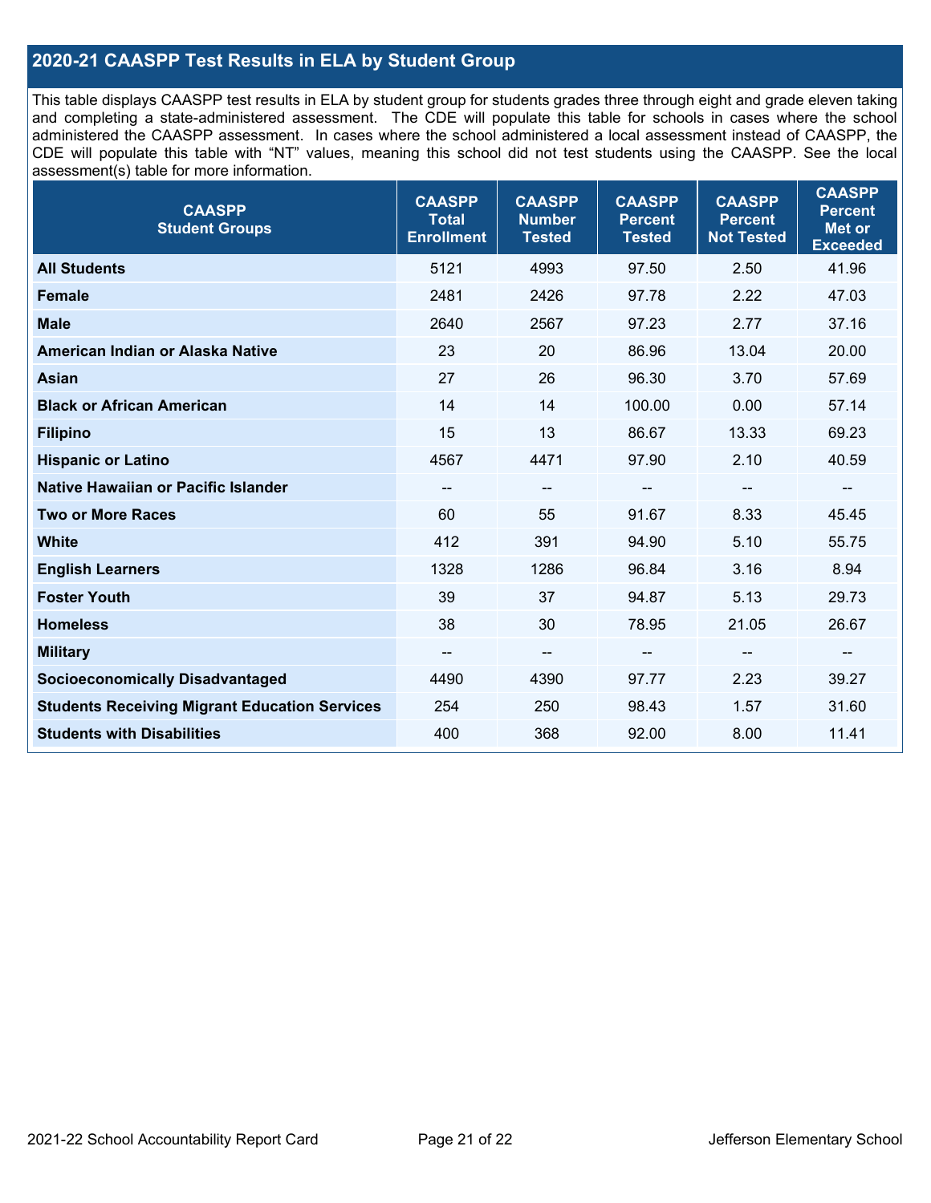## 2020-21 CAASPP Test Results in ELA by Student Group

This table displays CAASPP test results in ELA by student group for students grades three through eight and grade eleven taking and completing a state-administered assessment. The CDE will populate this table for schools in cases where the school administered the CAASPP assessment. In cases where the school administered a local assessment instead of CAASPP, the CDE will populate this table with "NT" values, meaning this school did not test students using the CAASPP. See the local assessment(s) table for more information.

| CAASPP Student Groups | CAASPP Total Enrollment | CAASPP Number Tested | CAASPP Percent Tested | CAASPP Percent Not Tested | CAASPP Percent Met or Exceeded |
|---|---|---|---|---|---|
| **All Students** | 5121 | 4993 | 97.50 | 2.50 | 41.96 |
| **Female** | 2481 | 2426 | 97.78 | 2.22 | 47.03 |
| **Male** | 2640 | 2567 | 97.23 | 2.77 | 37.16 |
| **American Indian or Alaska Native** | 23 | 20 | 86.96 | 13.04 | 20.00 |
| **Asian** | 27 | 26 | 96.30 | 3.70 | 57.69 |
| **Black or African American** | 14 | 14 | 100.00 | 0.00 | 57.14 |
| **Filipino** | 15 | 13 | 86.67 | 13.33 | 69.23 |
| **Hispanic or Latino** | 4567 | 4471 | 97.90 | 2.10 | 40.59 |
| **Native Hawaiian or Pacific Islander** | -- | -- | -- | -- | -- |
| **Two or More Races** | 60 | 55 | 91.67 | 8.33 | 45.45 |
| **White** | 412 | 391 | 94.90 | 5.10 | 55.75 |
| **English Learners** | 1328 | 1286 | 96.84 | 3.16 | 8.94 |
| **Foster Youth** | 39 | 37 | 94.87 | 5.13 | 29.73 |
| **Homeless** | 38 | 30 | 78.95 | 21.05 | 26.67 |
| **Military** | -- | -- | -- | -- | -- |
| **Socioeconomically Disadvantaged** | 4490 | 4390 | 97.77 | 2.23 | 39.27 |
| **Students Receiving Migrant Education Services** | 254 | 250 | 98.43 | 1.57 | 31.60 |
| **Students with Disabilities** | 400 | 368 | 92.00 | 8.00 | 11.41 |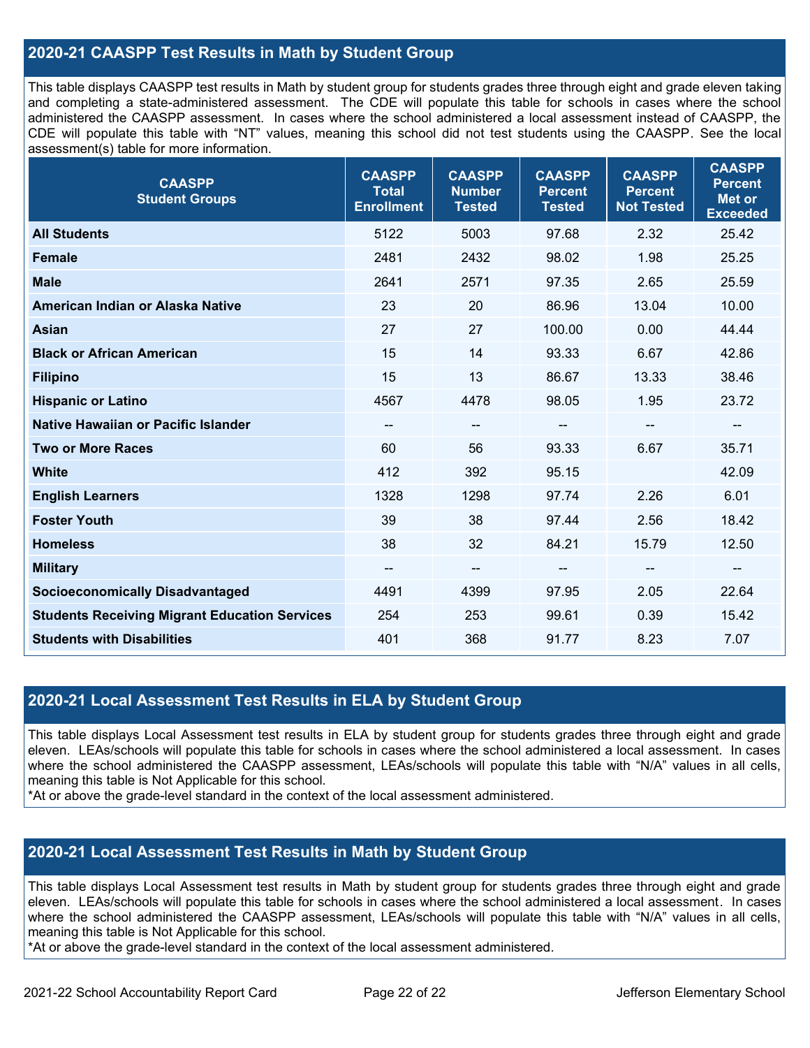## 2020-21 CAASPP Test Results in Math by Student Group

This table displays CAASPP test results in Math by student group for students grades three through eight and grade eleven taking and completing a state-administered assessment. The CDE will populate this table for schools in cases where the school administered the CAASPP assessment. In cases where the school administered a local assessment instead of CAASPP, the CDE will populate this table with "NT" values, meaning this school did not test students using the CAASPP. See the local assessment(s) table for more information.

| CAASPP Student Groups | CAASPP Total Enrollment | CAASPP Number Tested | CAASPP Percent Tested | CAASPP Percent Not Tested | CAASPP Percent Met or Exceeded |
|---|---|---|---|---|---|
| **All Students** | 5122 | 5003 | 97.68 | 2.32 | 25.42 |
| **Female** | 2481 | 2432 | 98.02 | 1.98 | 25.25 |
| **Male** | 2641 | 2571 | 97.35 | 2.65 | 25.59 |
| **American Indian or Alaska Native** | 23 | 20 | 86.96 | 13.04 | 10.00 |
| **Asian** | 27 | 27 | 100.00 | 0.00 | 44.44 |
| **Black or African American** | 15 | 14 | 93.33 | 6.67 | 42.86 |
| **Filipino** | 15 | 13 | 86.67 | 13.33 | 38.46 |
| **Hispanic or Latino** | 4567 | 4478 | 98.05 | 1.95 | 23.72 |
| **Native Hawaiian or Pacific Islander** | -- | -- | -- | -- | -- |
| **Two or More Races** | 60 | 56 | 93.33 | 6.67 | 35.71 |
| **White** | 412 | 392 | 95.15 | | 42.09 |
| **English Learners** | 1328 | 1298 | 97.74 | 2.26 | 6.01 |
| **Foster Youth** | 39 | 38 | 97.44 | 2.56 | 18.42 |
| **Homeless** | 38 | 32 | 84.21 | 15.79 | 12.50 |
| **Military** | -- | -- | -- | -- | -- |
| **Socioeconomically Disadvantaged** | 4491 | 4399 | 97.95 | 2.05 | 22.64 |
| **Students Receiving Migrant Education Services** | 254 | 253 | 99.61 | 0.39 | 15.42 |
| **Students with Disabilities** | 401 | 368 | 91.77 | 8.23 | 7.07 |

## 2020-21 Local Assessment Test Results in ELA by Student Group

This table displays Local Assessment test results in ELA by student group for students grades three through eight and grade eleven. LEAs/schools will populate this table for schools in cases where the school administered a local assessment. In cases where the school administered the CAASPP assessment, LEAs/schools will populate this table with "N/A" values in all cells, meaning this table is Not Applicable for this school.

*At or above the grade-level standard in the context of the local assessment administered.

## 2020-21 Local Assessment Test Results in Math by Student Group

This table displays Local Assessment test results in Math by student group for students grades three through eight and grade eleven. LEAs/schools will populate this table for schools in cases where the school administered a local assessment. In cases where the school administered the CAASPP assessment, LEAs/schools will populate this table with "N/A" values in all cells, meaning this table is Not Applicable for this school.

*At or above the grade-level standard in the context of the local assessment administered.